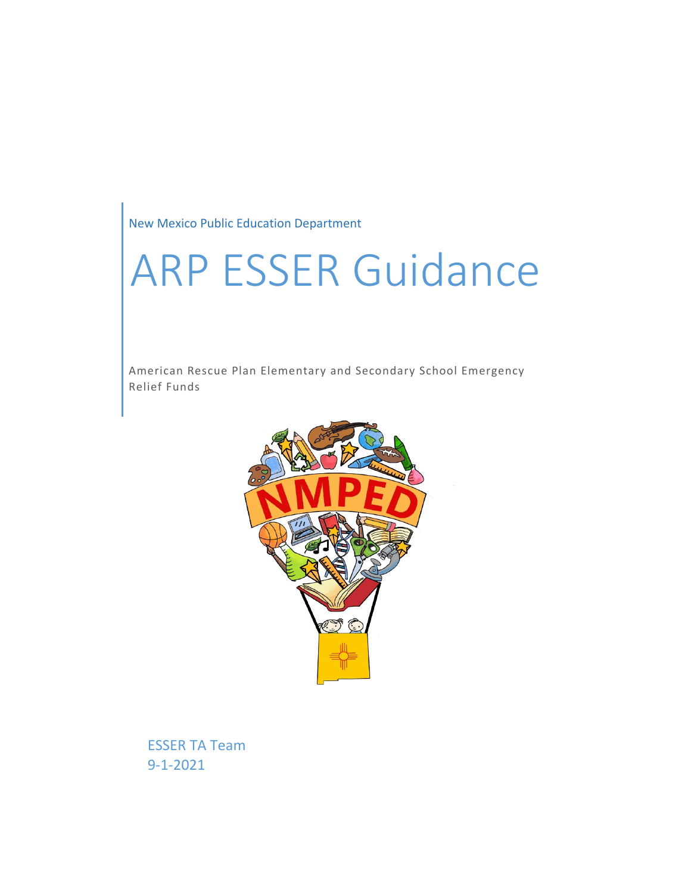New Mexico Public Education Department

# ARP ESSER Guidance

American Rescue Plan Elementary and Secondary School Emergency Relief Funds

ESSER TA Team
9-1-2021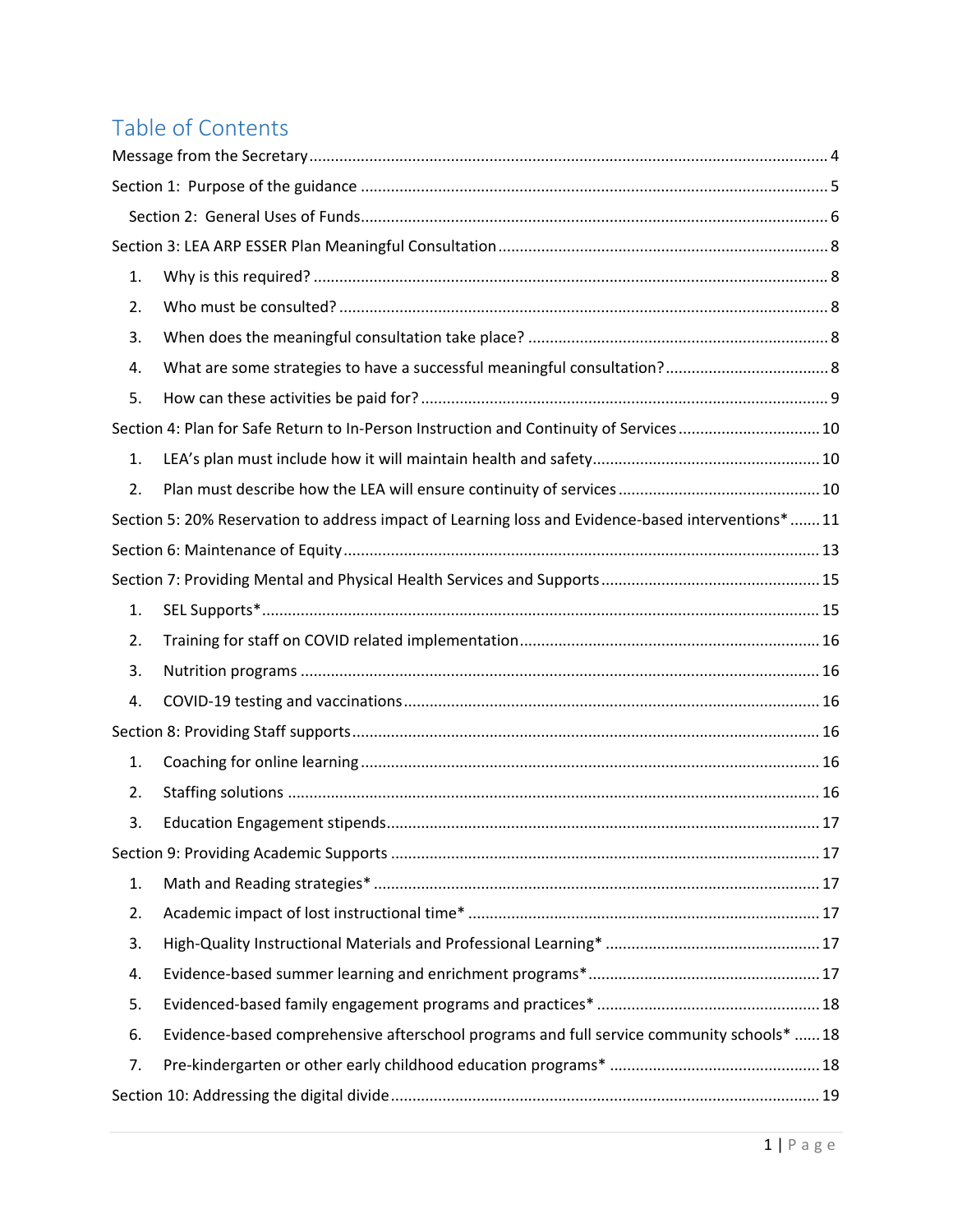# Table of Contents

Message from the Secretary ..... 4

Section 1: Purpose of the guidance ..... 5

Section 2: General Uses of Funds ..... 6

Section 3: LEA ARP ESSER Plan Meaningful Consultation ..... 8

1. Why is this required? ..... 8
2. Who must be consulted? ..... 8
3. When does the meaningful consultation take place? ..... 8
4. What are some strategies to have a successful meaningful consultation? ..... 8
5. How can these activities be paid for? ..... 9

Section 4: Plan for Safe Return to In-Person Instruction and Continuity of Services ..... 10

1. LEA's plan must include how it will maintain health and safety ..... 10
2. Plan must describe how the LEA will ensure continuity of services ..... 10

Section 5: 20% Reservation to address impact of Learning loss and Evidence-based interventions* ..... 11

Section 6: Maintenance of Equity ..... 13

Section 7: Providing Mental and Physical Health Services and Supports ..... 15

1. SEL Supports* ..... 15
2. Training for staff on COVID related implementation ..... 16
3. Nutrition programs ..... 16
4. COVID-19 testing and vaccinations ..... 16

Section 8: Providing Staff supports ..... 16

1. Coaching for online learning ..... 16
2. Staffing solutions ..... 16
3. Education Engagement stipends ..... 17

Section 9: Providing Academic Supports ..... 17

1. Math and Reading strategies* ..... 17
2. Academic impact of lost instructional time* ..... 17
3. High-Quality Instructional Materials and Professional Learning* ..... 17
4. Evidence-based summer learning and enrichment programs* ..... 17
5. Evidenced-based family engagement programs and practices* ..... 18
6. Evidence-based comprehensive afterschool programs and full service community schools* ..... 18
7. Pre-kindergarten or other early childhood education programs* ..... 18

Section 10: Addressing the digital divide ..... 19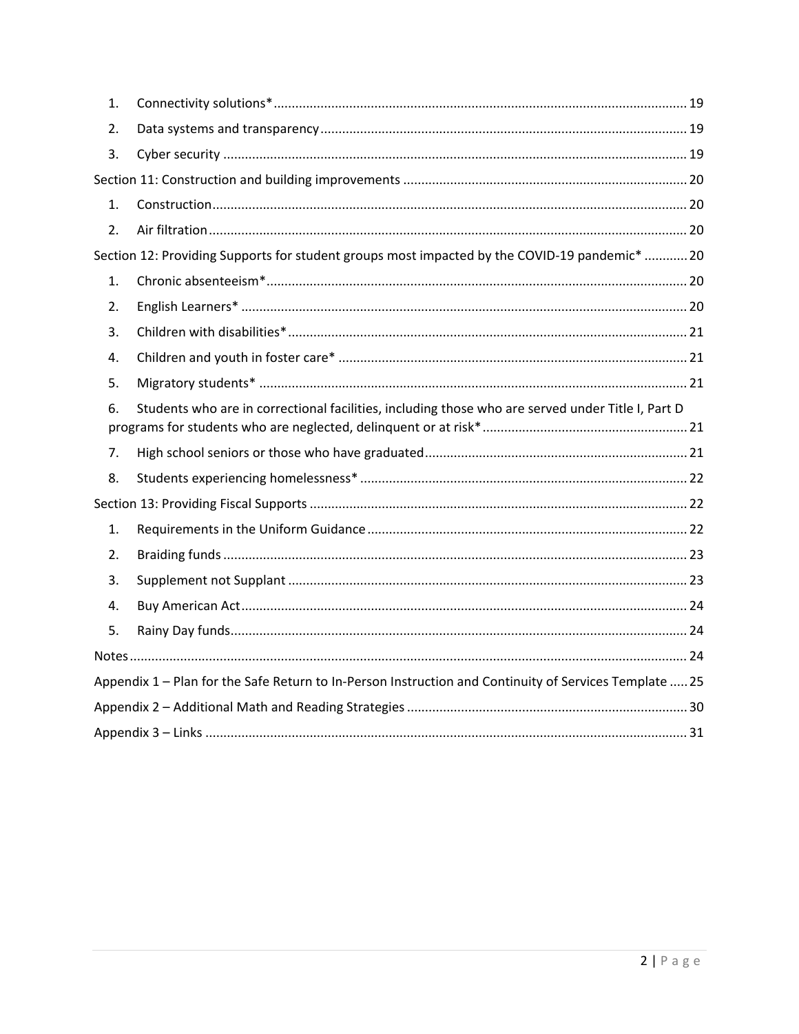1. Connectivity solutions* ... 19
2. Data systems and transparency ... 19
3. Cyber security ... 19

Section 11: Construction and building improvements ... 20

1. Construction ... 20
2. Air filtration ... 20

Section 12: Providing Supports for student groups most impacted by the COVID-19 pandemic* ... 20

1. Chronic absenteeism* ... 20
2. English Learners* ... 20
3. Children with disabilities* ... 21
4. Children and youth in foster care* ... 21
5. Migratory students* ... 21
6. Students who are in correctional facilities, including those who are served under Title I, Part D programs for students who are neglected, delinquent or at risk* ... 21
7. High school seniors or those who have graduated ... 21
8. Students experiencing homelessness* ... 22

Section 13: Providing Fiscal Supports ... 22

1. Requirements in the Uniform Guidance ... 22
2. Braiding funds ... 23
3. Supplement not Supplant ... 23
4. Buy American Act ... 24
5. Rainy Day funds ... 24

Notes ... 24

Appendix 1 – Plan for the Safe Return to In-Person Instruction and Continuity of Services Template ... 25

Appendix 2 – Additional Math and Reading Strategies ... 30

Appendix 3 – Links ... 31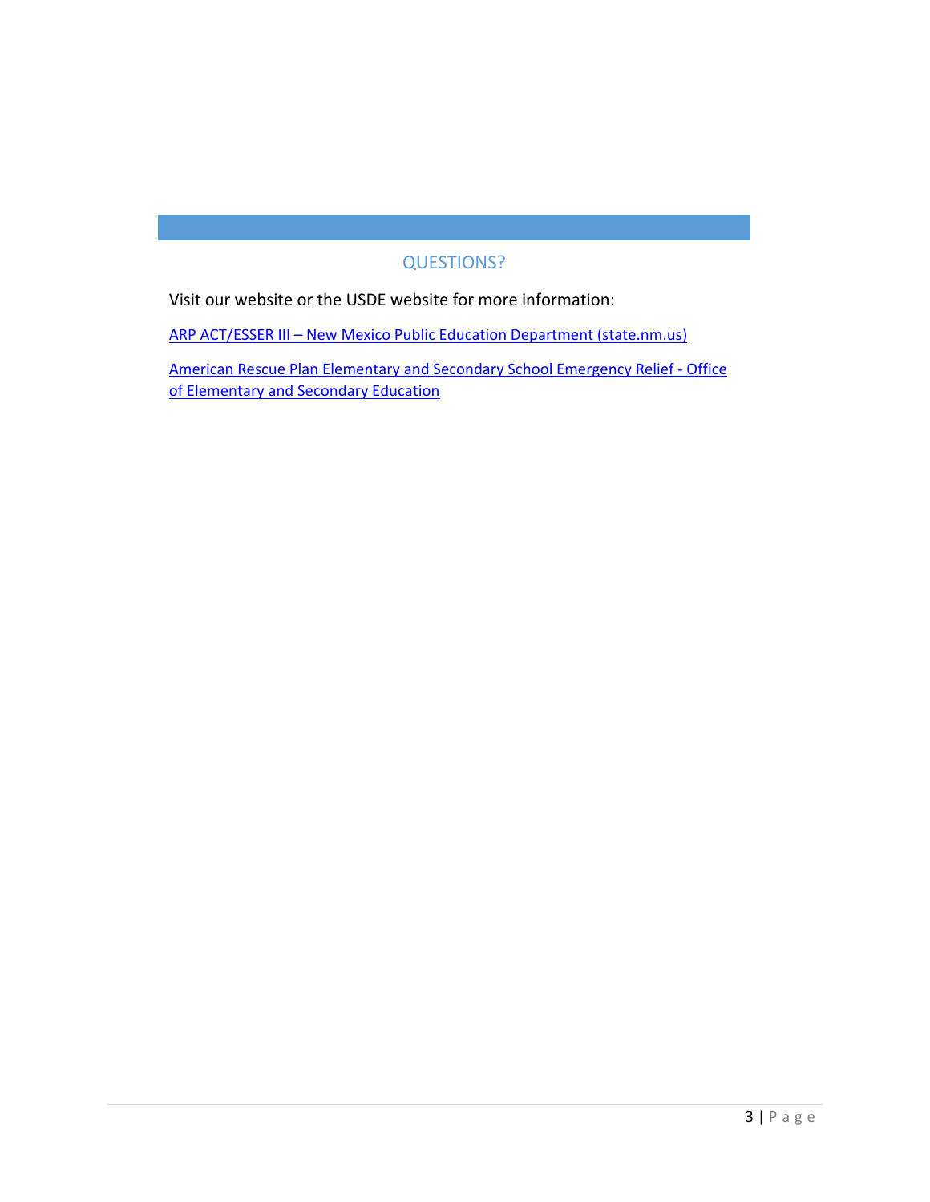## QUESTIONS?

Visit our website or the USDE website for more information:

ARP ACT/ESSER III – New Mexico Public Education Department (state.nm.us)

American Rescue Plan Elementary and Secondary School Emergency Relief - Office of Elementary and Secondary Education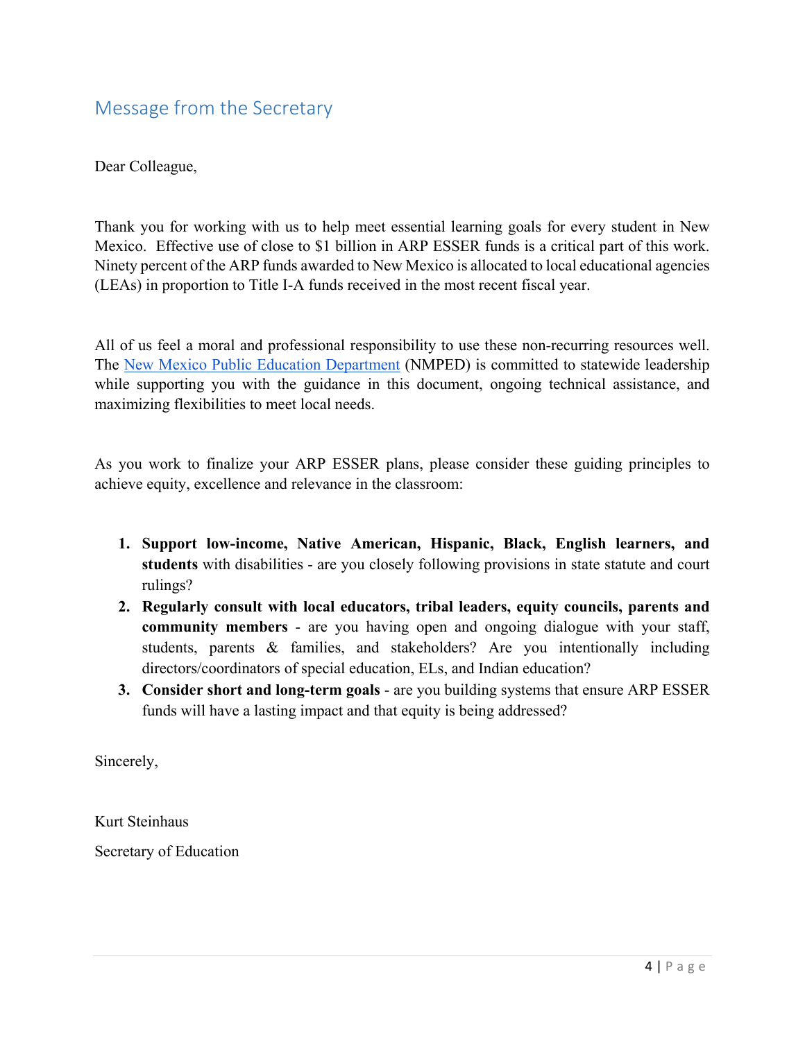## Message from the Secretary

Dear Colleague,

Thank you for working with us to help meet essential learning goals for every student in New Mexico. Effective use of close to $1 billion in ARP ESSER funds is a critical part of this work. Ninety percent of the ARP funds awarded to New Mexico is allocated to local educational agencies (LEAs) in proportion to Title I-A funds received in the most recent fiscal year.

All of us feel a moral and professional responsibility to use these non-recurring resources well. The New Mexico Public Education Department (NMPED) is committed to statewide leadership while supporting you with the guidance in this document, ongoing technical assistance, and maximizing flexibilities to meet local needs.

As you work to finalize your ARP ESSER plans, please consider these guiding principles to achieve equity, excellence and relevance in the classroom:

1. **Support low-income, Native American, Hispanic, Black, English learners, and students** with disabilities - are you closely following provisions in state statute and court rulings?
2. **Regularly consult with local educators, tribal leaders, equity councils, parents and community members** - are you having open and ongoing dialogue with your staff, students, parents & families, and stakeholders? Are you intentionally including directors/coordinators of special education, ELs, and Indian education?
3. **Consider short and long-term goals** - are you building systems that ensure ARP ESSER funds will have a lasting impact and that equity is being addressed?

Sincerely,

Kurt Steinhaus

Secretary of Education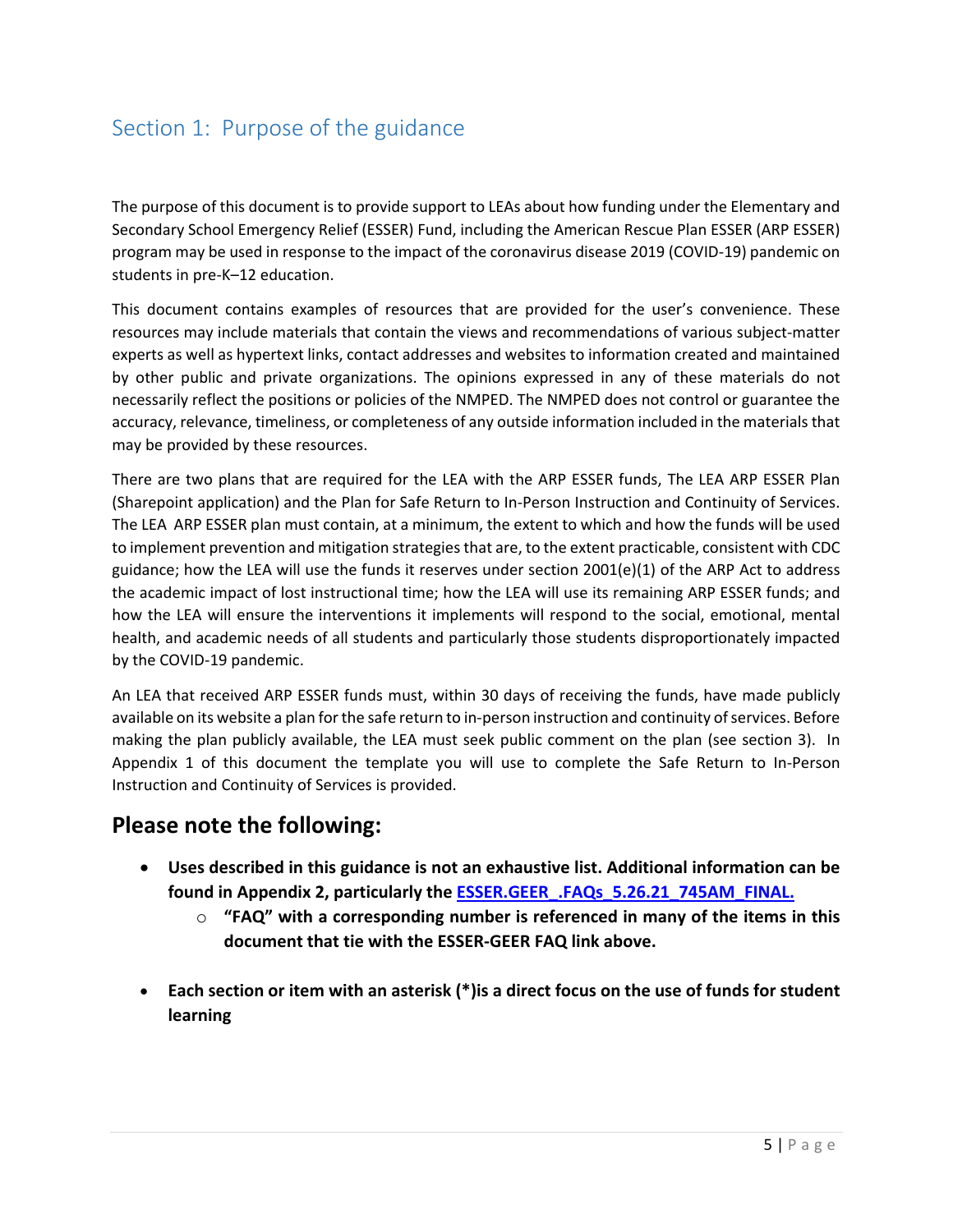## Section 1: Purpose of the guidance

The purpose of this document is to provide support to LEAs about how funding under the Elementary and Secondary School Emergency Relief (ESSER) Fund, including the American Rescue Plan ESSER (ARP ESSER) program may be used in response to the impact of the coronavirus disease 2019 (COVID-19) pandemic on students in pre-K–12 education.

This document contains examples of resources that are provided for the user's convenience. These resources may include materials that contain the views and recommendations of various subject-matter experts as well as hypertext links, contact addresses and websites to information created and maintained by other public and private organizations. The opinions expressed in any of these materials do not necessarily reflect the positions or policies of the NMPED. The NMPED does not control or guarantee the accuracy, relevance, timeliness, or completeness of any outside information included in the materials that may be provided by these resources.

There are two plans that are required for the LEA with the ARP ESSER funds, The LEA ARP ESSER Plan (Sharepoint application) and the Plan for Safe Return to In-Person Instruction and Continuity of Services. The LEA ARP ESSER plan must contain, at a minimum, the extent to which and how the funds will be used to implement prevention and mitigation strategies that are, to the extent practicable, consistent with CDC guidance; how the LEA will use the funds it reserves under section 2001(e)(1) of the ARP Act to address the academic impact of lost instructional time; how the LEA will use its remaining ARP ESSER funds; and how the LEA will ensure the interventions it implements will respond to the social, emotional, mental health, and academic needs of all students and particularly those students disproportionately impacted by the COVID-19 pandemic.

An LEA that received ARP ESSER funds must, within 30 days of receiving the funds, have made publicly available on its website a plan for the safe return to in-person instruction and continuity of services. Before making the plan publicly available, the LEA must seek public comment on the plan (see section 3). In Appendix 1 of this document the template you will use to complete the Safe Return to In-Person Instruction and Continuity of Services is provided.

## Please note the following:

- **Uses described in this guidance is not an exhaustive list. Additional information can be found in Appendix 2, particularly the ESSER.GEER_.FAQs_5.26.21_745AM_FINAL.**
    - **"FAQ" with a corresponding number is referenced in many of the items in this document that tie with the ESSER-GEER FAQ link above.**
- **Each section or item with an asterisk (*)is a direct focus on the use of funds for student learning**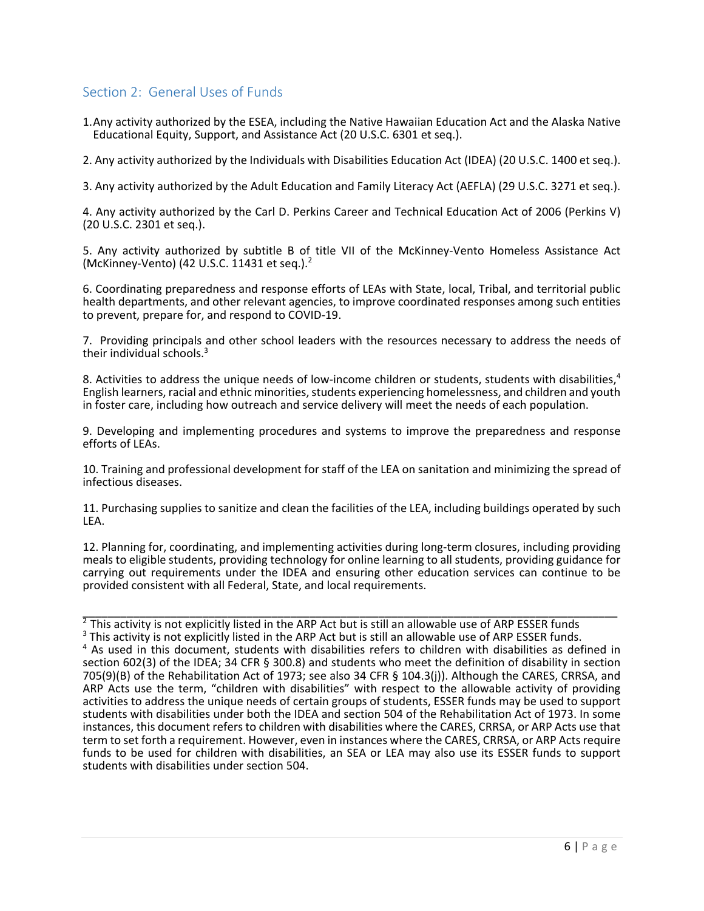## Section 2: General Uses of Funds

1. Any activity authorized by the ESEA, including the Native Hawaiian Education Act and the Alaska Native Educational Equity, Support, and Assistance Act (20 U.S.C. 6301 et seq.).

2. Any activity authorized by the Individuals with Disabilities Education Act (IDEA) (20 U.S.C. 1400 et seq.).

3. Any activity authorized by the Adult Education and Family Literacy Act (AEFLA) (29 U.S.C. 3271 et seq.).

4. Any activity authorized by the Carl D. Perkins Career and Technical Education Act of 2006 (Perkins V) (20 U.S.C. 2301 et seq.).

5. Any activity authorized by subtitle B of title VII of the McKinney-Vento Homeless Assistance Act (McKinney-Vento) (42 U.S.C. 11431 et seq.).[2]

6. Coordinating preparedness and response efforts of LEAs with State, local, Tribal, and territorial public health departments, and other relevant agencies, to improve coordinated responses among such entities to prevent, prepare for, and respond to COVID-19.

7. Providing principals and other school leaders with the resources necessary to address the needs of their individual schools.[3]

8. Activities to address the unique needs of low-income children or students, students with disabilities,[4] English learners, racial and ethnic minorities, students experiencing homelessness, and children and youth in foster care, including how outreach and service delivery will meet the needs of each population.

9. Developing and implementing procedures and systems to improve the preparedness and response efforts of LEAs.

10. Training and professional development for staff of the LEA on sanitation and minimizing the spread of infectious diseases.

11. Purchasing supplies to sanitize and clean the facilities of the LEA, including buildings operated by such LEA.

12. Planning for, coordinating, and implementing activities during long-term closures, including providing meals to eligible students, providing technology for online learning to all students, providing guidance for carrying out requirements under the IDEA and ensuring other education services can continue to be provided consistent with all Federal, State, and local requirements.

---

[2] This activity is not explicitly listed in the ARP Act but is still an allowable use of ARP ESSER funds

[3] This activity is not explicitly listed in the ARP Act but is still an allowable use of ARP ESSER funds.

[4] As used in this document, students with disabilities refers to children with disabilities as defined in section 602(3) of the IDEA; 34 CFR § 300.8) and students who meet the definition of disability in section 705(9)(B) of the Rehabilitation Act of 1973; see also 34 CFR § 104.3(j)). Although the CARES, CRRSA, and ARP Acts use the term, "children with disabilities" with respect to the allowable activity of providing activities to address the unique needs of certain groups of students, ESSER funds may be used to support students with disabilities under both the IDEA and section 504 of the Rehabilitation Act of 1973. In some instances, this document refers to children with disabilities where the CARES, CRRSA, or ARP Acts use that term to set forth a requirement. However, even in instances where the CARES, CRRSA, or ARP Acts require funds to be used for children with disabilities, an SEA or LEA may also use its ESSER funds to support students with disabilities under section 504.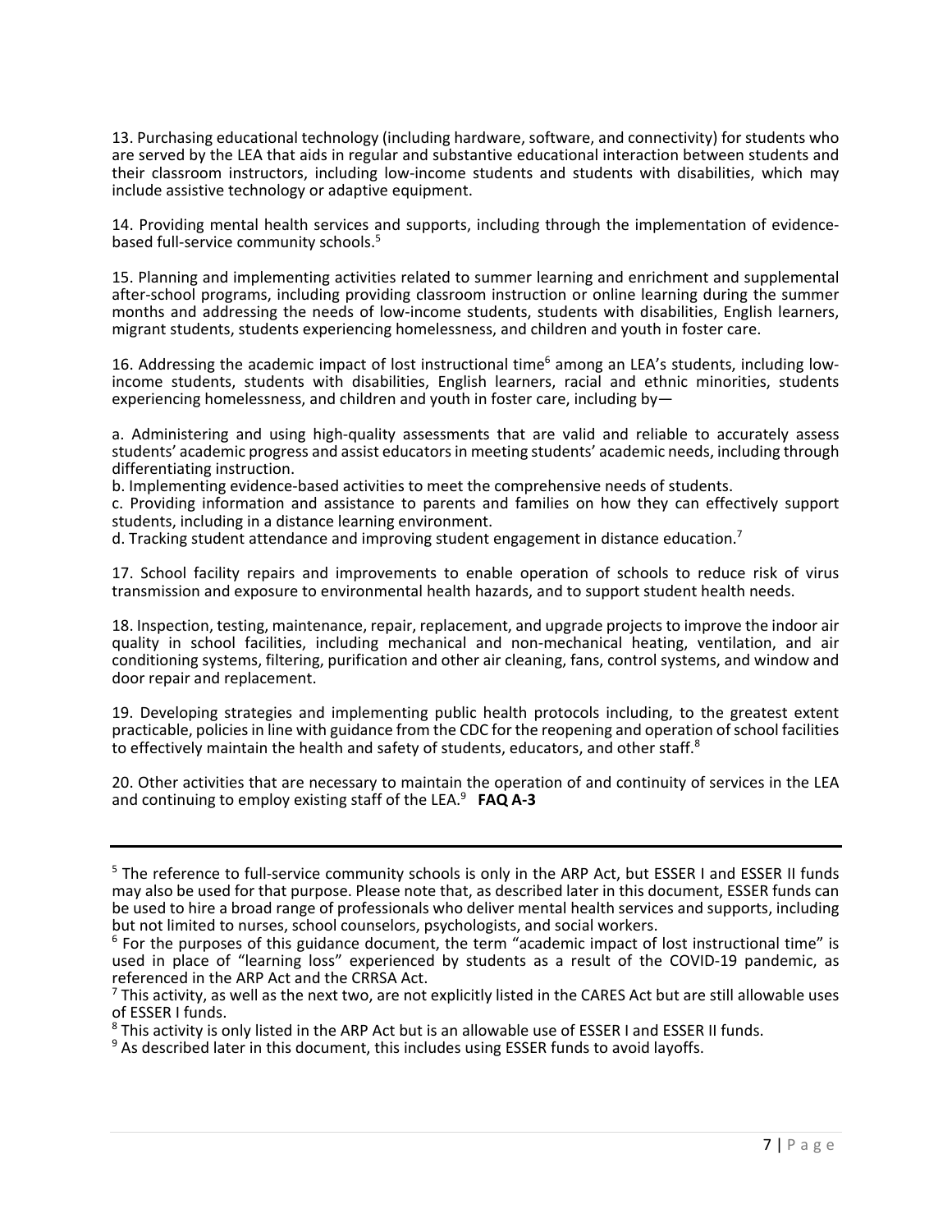13. Purchasing educational technology (including hardware, software, and connectivity) for students who are served by the LEA that aids in regular and substantive educational interaction between students and their classroom instructors, including low-income students and students with disabilities, which may include assistive technology or adaptive equipment.

14. Providing mental health services and supports, including through the implementation of evidence-based full-service community schools.[5]

15. Planning and implementing activities related to summer learning and enrichment and supplemental after-school programs, including providing classroom instruction or online learning during the summer months and addressing the needs of low-income students, students with disabilities, English learners, migrant students, students experiencing homelessness, and children and youth in foster care.

16. Addressing the academic impact of lost instructional time[6] among an LEA's students, including low-income students, students with disabilities, English learners, racial and ethnic minorities, students experiencing homelessness, and children and youth in foster care, including by—

a. Administering and using high-quality assessments that are valid and reliable to accurately assess students' academic progress and assist educators in meeting students' academic needs, including through differentiating instruction.
b. Implementing evidence-based activities to meet the comprehensive needs of students.
c. Providing information and assistance to parents and families on how they can effectively support students, including in a distance learning environment.
d. Tracking student attendance and improving student engagement in distance education.[7]

17. School facility repairs and improvements to enable operation of schools to reduce risk of virus transmission and exposure to environmental health hazards, and to support student health needs.

18. Inspection, testing, maintenance, repair, replacement, and upgrade projects to improve the indoor air quality in school facilities, including mechanical and non-mechanical heating, ventilation, and air conditioning systems, filtering, purification and other air cleaning, fans, control systems, and window and door repair and replacement.

19. Developing strategies and implementing public health protocols including, to the greatest extent practicable, policies in line with guidance from the CDC for the reopening and operation of school facilities to effectively maintain the health and safety of students, educators, and other staff.[8]

20. Other activities that are necessary to maintain the operation of and continuity of services in the LEA and continuing to employ existing staff of the LEA.[9] **FAQ A-3**

---

[5] The reference to full-service community schools is only in the ARP Act, but ESSER I and ESSER II funds may also be used for that purpose. Please note that, as described later in this document, ESSER funds can be used to hire a broad range of professionals who deliver mental health services and supports, including but not limited to nurses, school counselors, psychologists, and social workers.

[6] For the purposes of this guidance document, the term "academic impact of lost instructional time" is used in place of "learning loss" experienced by students as a result of the COVID-19 pandemic, as referenced in the ARP Act and the CRRSA Act.

[7] This activity, as well as the next two, are not explicitly listed in the CARES Act but are still allowable uses of ESSER I funds.

[8] This activity is only listed in the ARP Act but is an allowable use of ESSER I and ESSER II funds.

[9] As described later in this document, this includes using ESSER funds to avoid layoffs.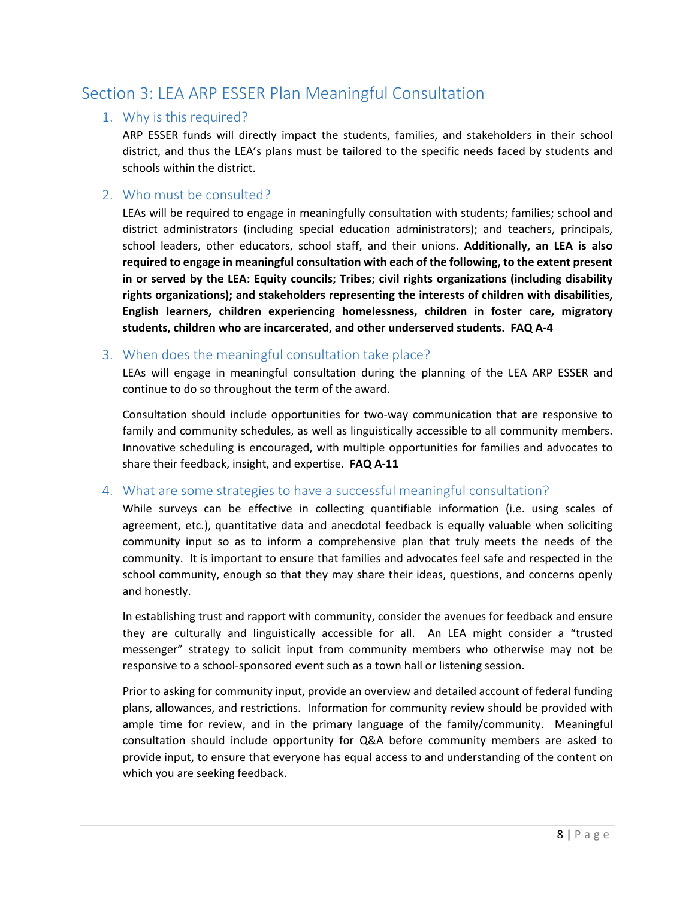## Section 3: LEA ARP ESSER Plan Meaningful Consultation

### 1. Why is this required?

ARP ESSER funds will directly impact the students, families, and stakeholders in their school district, and thus the LEA's plans must be tailored to the specific needs faced by students and schools within the district.

### 2. Who must be consulted?

LEAs will be required to engage in meaningfully consultation with students; families; school and district administrators (including special education administrators); and teachers, principals, school leaders, other educators, school staff, and their unions. **Additionally, an LEA is also required to engage in meaningful consultation with each of the following, to the extent present in or served by the LEA: Equity councils; Tribes; civil rights organizations (including disability rights organizations); and stakeholders representing the interests of children with disabilities, English learners, children experiencing homelessness, children in foster care, migratory students, children who are incarcerated, and other underserved students. FAQ A-4**

### 3. When does the meaningful consultation take place?

LEAs will engage in meaningful consultation during the planning of the LEA ARP ESSER and continue to do so throughout the term of the award.

Consultation should include opportunities for two-way communication that are responsive to family and community schedules, as well as linguistically accessible to all community members. Innovative scheduling is encouraged, with multiple opportunities for families and advocates to share their feedback, insight, and expertise. **FAQ A-11**

### 4. What are some strategies to have a successful meaningful consultation?

While surveys can be effective in collecting quantifiable information (i.e. using scales of agreement, etc.), quantitative data and anecdotal feedback is equally valuable when soliciting community input so as to inform a comprehensive plan that truly meets the needs of the community. It is important to ensure that families and advocates feel safe and respected in the school community, enough so that they may share their ideas, questions, and concerns openly and honestly.

In establishing trust and rapport with community, consider the avenues for feedback and ensure they are culturally and linguistically accessible for all. An LEA might consider a "trusted messenger" strategy to solicit input from community members who otherwise may not be responsive to a school-sponsored event such as a town hall or listening session.

Prior to asking for community input, provide an overview and detailed account of federal funding plans, allowances, and restrictions. Information for community review should be provided with ample time for review, and in the primary language of the family/community. Meaningful consultation should include opportunity for Q&A before community members are asked to provide input, to ensure that everyone has equal access to and understanding of the content on which you are seeking feedback.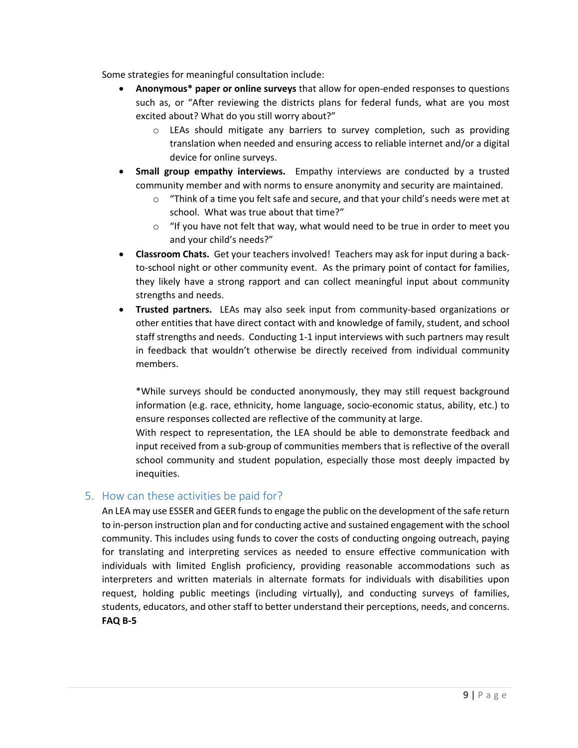Some strategies for meaningful consultation include:

- **Anonymous* paper or online surveys** that allow for open-ended responses to questions such as, or "After reviewing the districts plans for federal funds, what are you most excited about? What do you still worry about?"
  - LEAs should mitigate any barriers to survey completion, such as providing translation when needed and ensuring access to reliable internet and/or a digital device for online surveys.
- **Small group empathy interviews.** Empathy interviews are conducted by a trusted community member and with norms to ensure anonymity and security are maintained.
  - "Think of a time you felt safe and secure, and that your child's needs were met at school. What was true about that time?"
  - "If you have not felt that way, what would need to be true in order to meet you and your child's needs?"
- **Classroom Chats.** Get your teachers involved! Teachers may ask for input during a back-to-school night or other community event. As the primary point of contact for families, they likely have a strong rapport and can collect meaningful input about community strengths and needs.
- **Trusted partners.** LEAs may also seek input from community-based organizations or other entities that have direct contact with and knowledge of family, student, and school staff strengths and needs. Conducting 1-1 input interviews with such partners may result in feedback that wouldn't otherwise be directly received from individual community members.

  *While surveys should be conducted anonymously, they may still request background information (e.g. race, ethnicity, home language, socio-economic status, ability, etc.) to ensure responses collected are reflective of the community at large.
  With respect to representation, the LEA should be able to demonstrate feedback and input received from a sub-group of communities members that is reflective of the overall school community and student population, especially those most deeply impacted by inequities.

## 5. How can these activities be paid for?

An LEA may use ESSER and GEER funds to engage the public on the development of the safe return to in-person instruction plan and for conducting active and sustained engagement with the school community. This includes using funds to cover the costs of conducting ongoing outreach, paying for translating and interpreting services as needed to ensure effective communication with individuals with limited English proficiency, providing reasonable accommodations such as interpreters and written materials in alternate formats for individuals with disabilities upon request, holding public meetings (including virtually), and conducting surveys of families, students, educators, and other staff to better understand their perceptions, needs, and concerns. **FAQ B-5**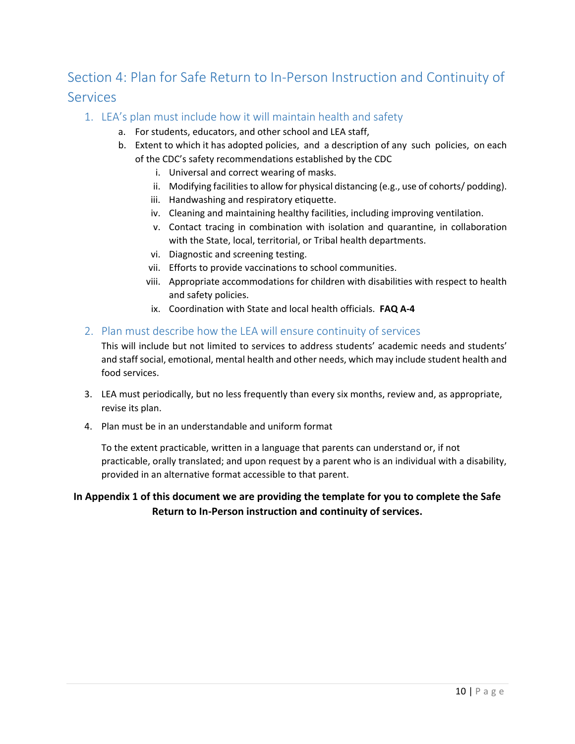## Section 4: Plan for Safe Return to In-Person Instruction and Continuity of Services

### 1. LEA's plan must include how it will maintain health and safety

a. For students, educators, and other school and LEA staff,

b. Extent to which it has adopted policies, and a description of any such policies, on each of the CDC's safety recommendations established by the CDC

   i. Universal and correct wearing of masks.

   ii. Modifying facilities to allow for physical distancing (e.g., use of cohorts/ podding).

   iii. Handwashing and respiratory etiquette.

   iv. Cleaning and maintaining healthy facilities, including improving ventilation.

   v. Contact tracing in combination with isolation and quarantine, in collaboration with the State, local, territorial, or Tribal health departments.

   vi. Diagnostic and screening testing.

   vii. Efforts to provide vaccinations to school communities.

   viii. Appropriate accommodations for children with disabilities with respect to health and safety policies.

   ix. Coordination with State and local health officials. **FAQ A-4**

### 2. Plan must describe how the LEA will ensure continuity of services

This will include but not limited to services to address students' academic needs and students' and staff social, emotional, mental health and other needs, which may include student health and food services.

3. LEA must periodically, but no less frequently than every six months, review and, as appropriate, revise its plan.

4. Plan must be in an understandable and uniform format

   To the extent practicable, written in a language that parents can understand or, if not practicable, orally translated; and upon request by a parent who is an individual with a disability, provided in an alternative format accessible to that parent.

**In Appendix 1 of this document we are providing the template for you to complete the Safe Return to In-Person instruction and continuity of services.**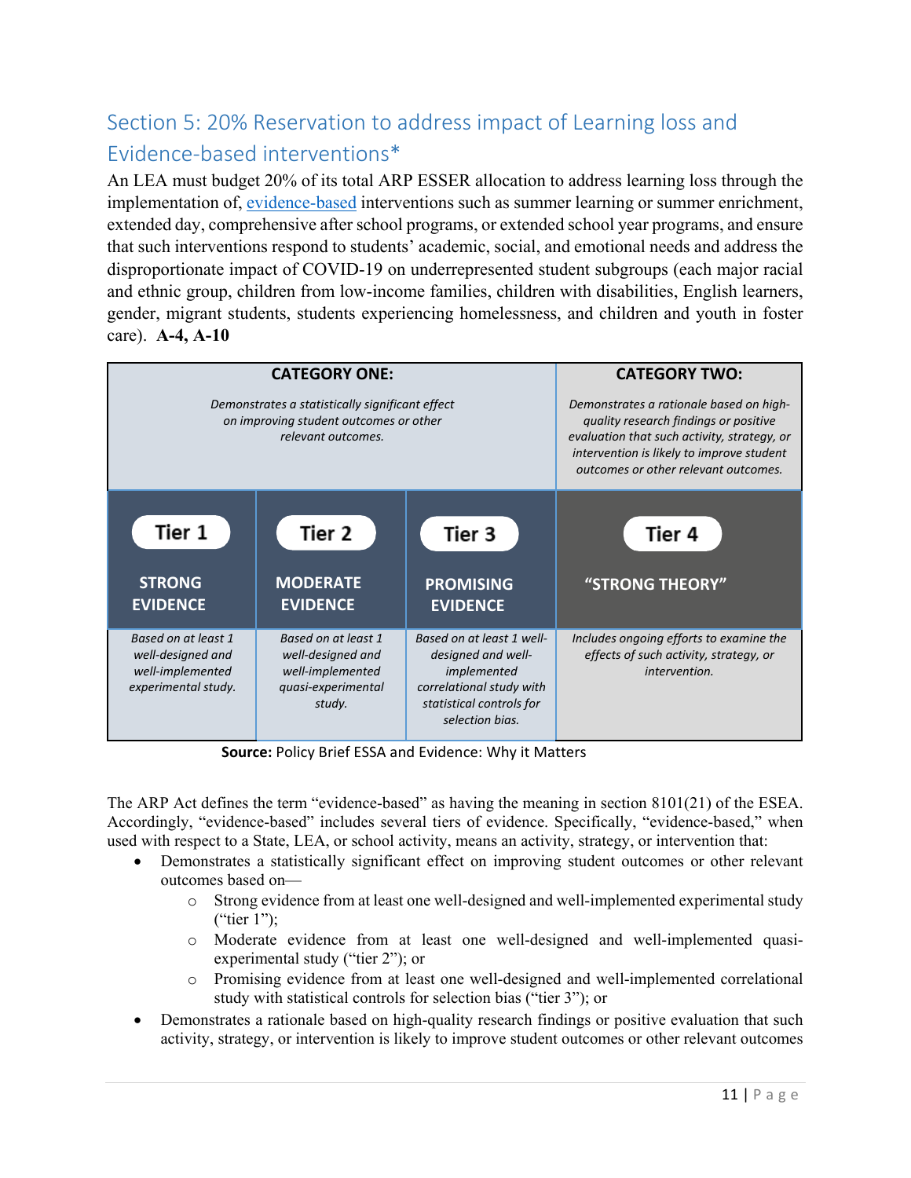## Section 5: 20% Reservation to address impact of Learning loss and Evidence-based interventions*

An LEA must budget 20% of its total ARP ESSER allocation to address learning loss through the implementation of, evidence-based interventions such as summer learning or summer enrichment, extended day, comprehensive after school programs, or extended school year programs, and ensure that such interventions respond to students' academic, social, and emotional needs and address the disproportionate impact of COVID-19 on underrepresented student subgroups (each major racial and ethnic group, children from low-income families, children with disabilities, English learners, gender, migrant students, students experiencing homelessness, and children and youth in foster care). **A-4, A-10**

| **CATEGORY ONE:** *Demonstrates a statistically significant effect on improving student outcomes or other relevant outcomes.* | | | **CATEGORY TWO:** *Demonstrates a rationale based on high-quality research findings or positive evaluation that such activity, strategy, or intervention is likely to improve student outcomes or other relevant outcomes.* |
|---|---|---|---|
| **Tier 1** **STRONG EVIDENCE** | **Tier 2** **MODERATE EVIDENCE** | **Tier 3** **PROMISING EVIDENCE** | **Tier 4** **"STRONG THEORY"** |
| *Based on at least 1 well-designed and well-implemented experimental study.* | *Based on at least 1 well-designed and well-implemented quasi-experimental study.* | *Based on at least 1 well-designed and well-implemented correlational study with statistical controls for selection bias.* | *Includes ongoing efforts to examine the effects of such activity, strategy, or intervention.* |

**Source:** Policy Brief ESSA and Evidence: Why it Matters

The ARP Act defines the term "evidence-based" as having the meaning in section 8101(21) of the ESEA. Accordingly, "evidence-based" includes several tiers of evidence. Specifically, "evidence-based," when used with respect to a State, LEA, or school activity, means an activity, strategy, or intervention that:

- Demonstrates a statistically significant effect on improving student outcomes or other relevant outcomes based on—
  - Strong evidence from at least one well-designed and well-implemented experimental study ("tier 1");
  - Moderate evidence from at least one well-designed and well-implemented quasi-experimental study ("tier 2"); or
  - Promising evidence from at least one well-designed and well-implemented correlational study with statistical controls for selection bias ("tier 3"); or
- Demonstrates a rationale based on high-quality research findings or positive evaluation that such activity, strategy, or intervention is likely to improve student outcomes or other relevant outcomes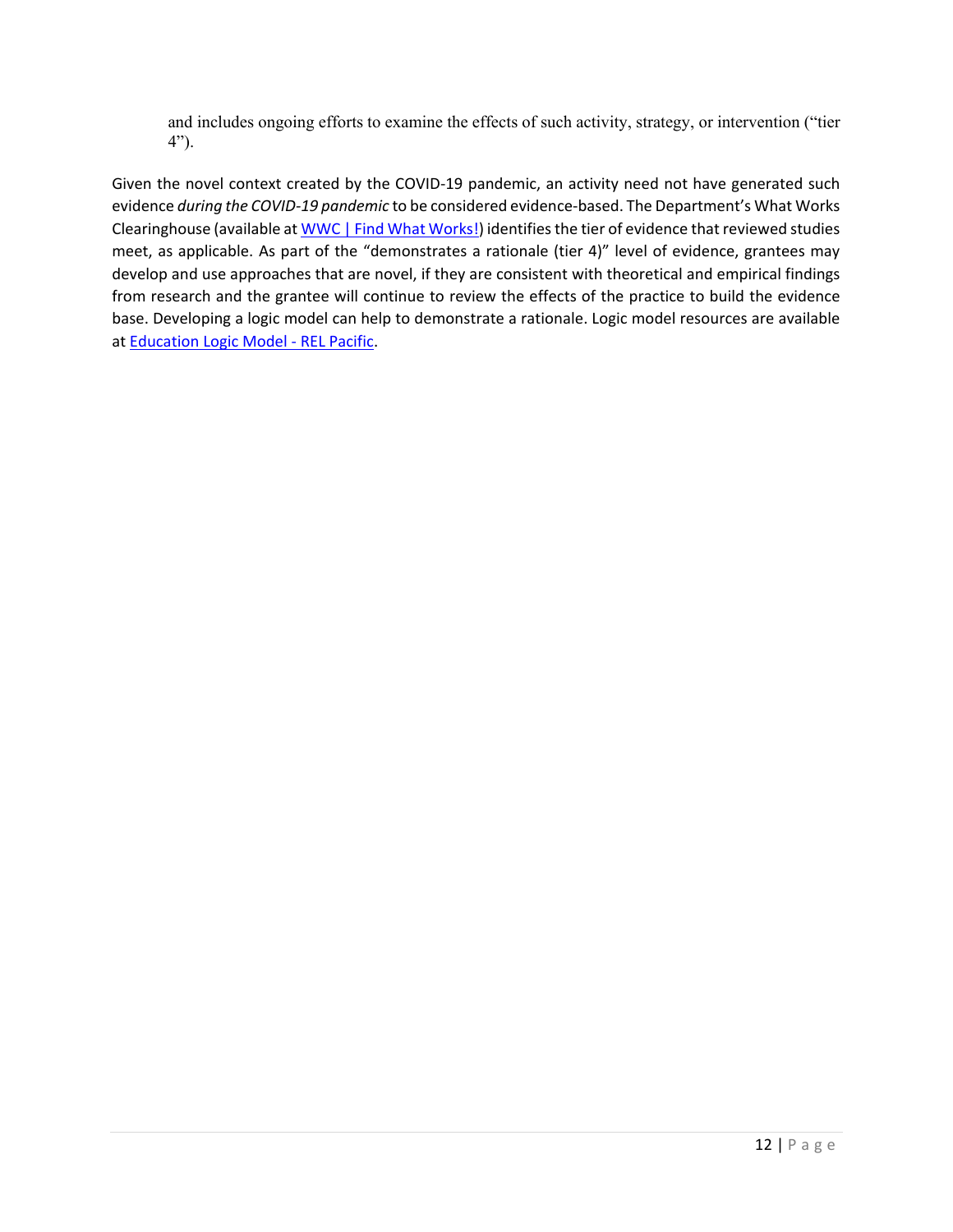and includes ongoing efforts to examine the effects of such activity, strategy, or intervention ("tier 4").

Given the novel context created by the COVID-19 pandemic, an activity need not have generated such evidence *during the COVID-19 pandemic* to be considered evidence-based. The Department's What Works Clearinghouse (available at [WWC | Find What Works!](WWC | Find What Works!)) identifies the tier of evidence that reviewed studies meet, as applicable. As part of the "demonstrates a rationale (tier 4)" level of evidence, grantees may develop and use approaches that are novel, if they are consistent with theoretical and empirical findings from research and the grantee will continue to review the effects of the practice to build the evidence base. Developing a logic model can help to demonstrate a rationale. Logic model resources are available at [Education Logic Model - REL Pacific](Education Logic Model - REL Pacific).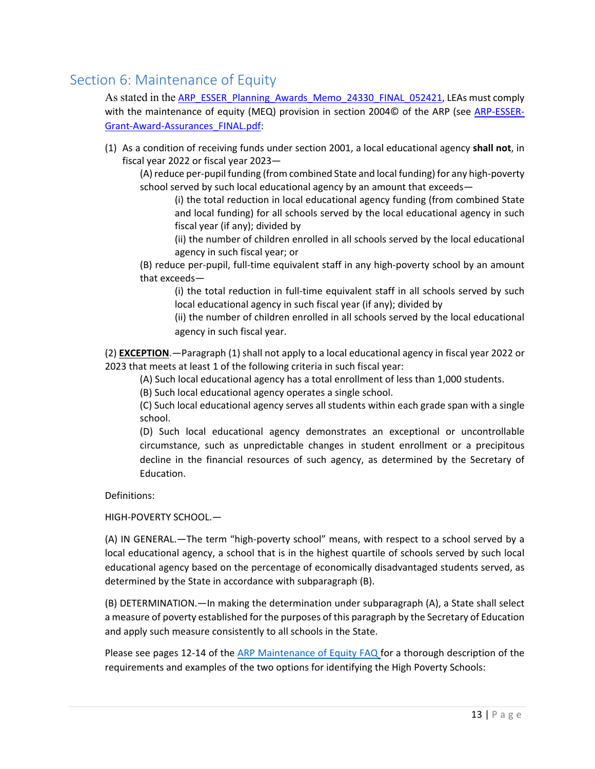## Section 6: Maintenance of Equity

As stated in the ARP_ESSER_Planning_Awards_Memo_24330_FINAL_052421, LEAs must comply with the maintenance of equity (MEQ) provision in section 2004© of the ARP (see ARP-ESSER-Grant-Award-Assurances_FINAL.pdf:

(1) As a condition of receiving funds under section 2001, a local educational agency **shall not**, in fiscal year 2022 or fiscal year 2023—

(A) reduce per-pupil funding (from combined State and local funding) for any high-poverty school served by such local educational agency by an amount that exceeds—

(i) the total reduction in local educational agency funding (from combined State and local funding) for all schools served by the local educational agency in such fiscal year (if any); divided by

(ii) the number of children enrolled in all schools served by the local educational agency in such fiscal year; or

(B) reduce per-pupil, full-time equivalent staff in any high-poverty school by an amount that exceeds—

(i) the total reduction in full-time equivalent staff in all schools served by such local educational agency in such fiscal year (if any); divided by

(ii) the number of children enrolled in all schools served by the local educational agency in such fiscal year.

(2) **EXCEPTION**.—Paragraph (1) shall not apply to a local educational agency in fiscal year 2022 or 2023 that meets at least 1 of the following criteria in such fiscal year:

(A) Such local educational agency has a total enrollment of less than 1,000 students.

(B) Such local educational agency operates a single school.

(C) Such local educational agency serves all students within each grade span with a single school.

(D) Such local educational agency demonstrates an exceptional or uncontrollable circumstance, such as unpredictable changes in student enrollment or a precipitous decline in the financial resources of such agency, as determined by the Secretary of Education.

Definitions:

HIGH-POVERTY SCHOOL.—

(A) IN GENERAL.—The term "high-poverty school" means, with respect to a school served by a local educational agency, a school that is in the highest quartile of schools served by such local educational agency based on the percentage of economically disadvantaged students served, as determined by the State in accordance with subparagraph (B).

(B) DETERMINATION.—In making the determination under subparagraph (A), a State shall select a measure of poverty established for the purposes of this paragraph by the Secretary of Education and apply such measure consistently to all schools in the State.

Please see pages 12-14 of the ARP Maintenance of Equity FAQ for a thorough description of the requirements and examples of the two options for identifying the High Poverty Schools: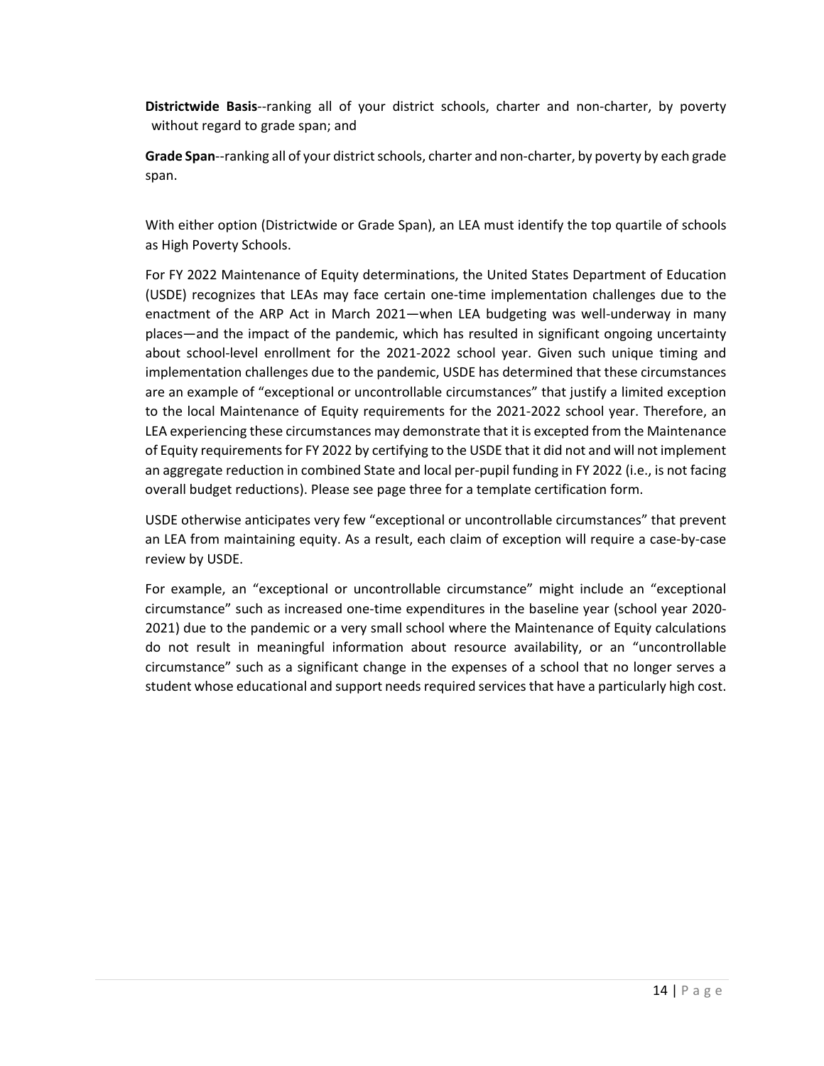**Districtwide Basis**--ranking all of your district schools, charter and non-charter, by poverty without regard to grade span; and

**Grade Span**--ranking all of your district schools, charter and non-charter, by poverty by each grade span.

With either option (Districtwide or Grade Span), an LEA must identify the top quartile of schools as High Poverty Schools.

For FY 2022 Maintenance of Equity determinations, the United States Department of Education (USDE) recognizes that LEAs may face certain one-time implementation challenges due to the enactment of the ARP Act in March 2021—when LEA budgeting was well-underway in many places—and the impact of the pandemic, which has resulted in significant ongoing uncertainty about school-level enrollment for the 2021-2022 school year. Given such unique timing and implementation challenges due to the pandemic, USDE has determined that these circumstances are an example of "exceptional or uncontrollable circumstances" that justify a limited exception to the local Maintenance of Equity requirements for the 2021-2022 school year. Therefore, an LEA experiencing these circumstances may demonstrate that it is excepted from the Maintenance of Equity requirements for FY 2022 by certifying to the USDE that it did not and will not implement an aggregate reduction in combined State and local per-pupil funding in FY 2022 (i.e., is not facing overall budget reductions). Please see page three for a template certification form.

USDE otherwise anticipates very few "exceptional or uncontrollable circumstances" that prevent an LEA from maintaining equity. As a result, each claim of exception will require a case-by-case review by USDE.

For example, an "exceptional or uncontrollable circumstance" might include an "exceptional circumstance" such as increased one-time expenditures in the baseline year (school year 2020-2021) due to the pandemic or a very small school where the Maintenance of Equity calculations do not result in meaningful information about resource availability, or an "uncontrollable circumstance" such as a significant change in the expenses of a school that no longer serves a student whose educational and support needs required services that have a particularly high cost.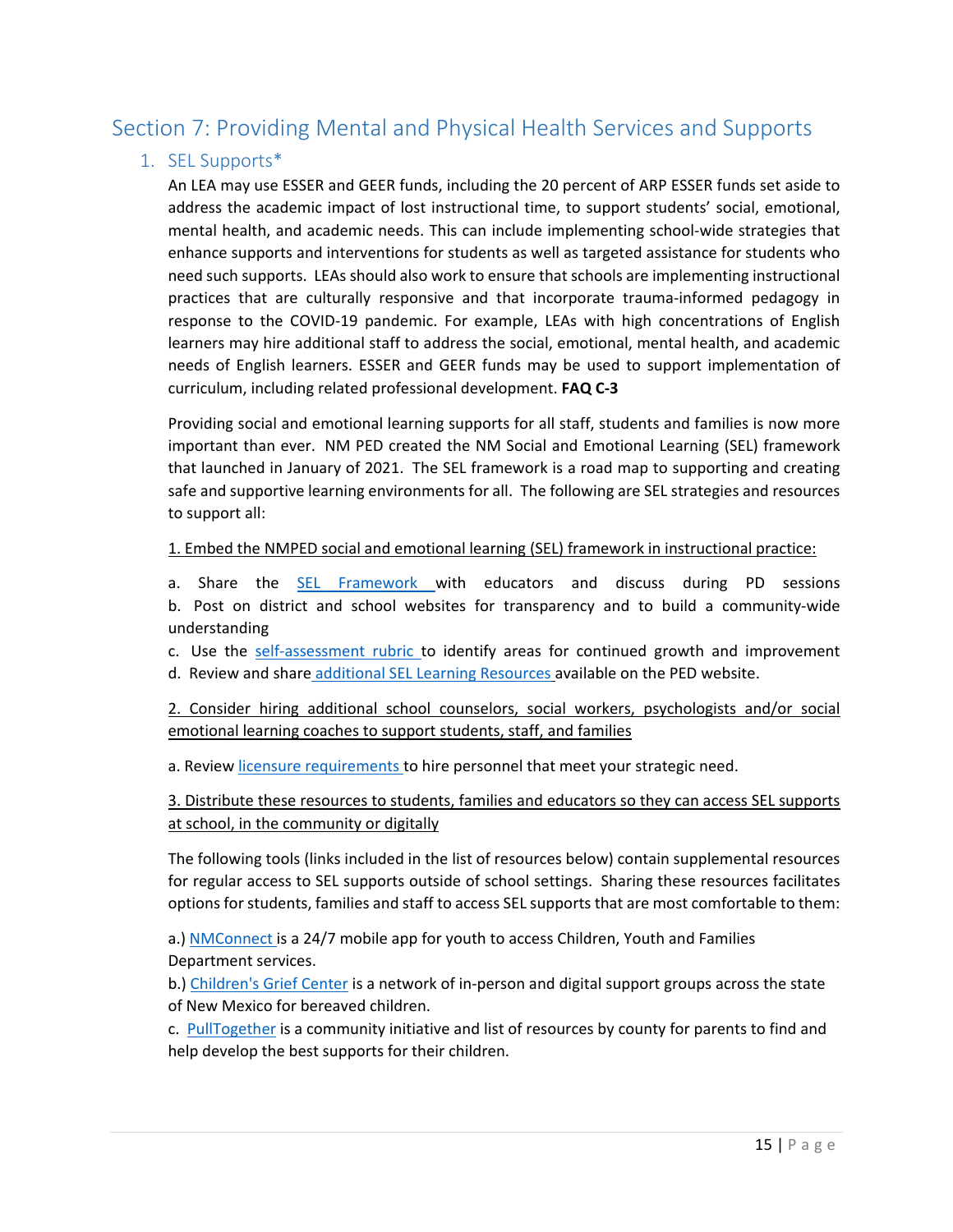## Section 7: Providing Mental and Physical Health Services and Supports

### 1. SEL Supports*

An LEA may use ESSER and GEER funds, including the 20 percent of ARP ESSER funds set aside to address the academic impact of lost instructional time, to support students' social, emotional, mental health, and academic needs. This can include implementing school-wide strategies that enhance supports and interventions for students as well as targeted assistance for students who need such supports. LEAs should also work to ensure that schools are implementing instructional practices that are culturally responsive and that incorporate trauma-informed pedagogy in response to the COVID-19 pandemic. For example, LEAs with high concentrations of English learners may hire additional staff to address the social, emotional, mental health, and academic needs of English learners. ESSER and GEER funds may be used to support implementation of curriculum, including related professional development. **FAQ C-3**

Providing social and emotional learning supports for all staff, students and families is now more important than ever. NM PED created the NM Social and Emotional Learning (SEL) framework that launched in January of 2021. The SEL framework is a road map to supporting and creating safe and supportive learning environments for all. The following are SEL strategies and resources to support all:

1. Embed the NMPED social and emotional learning (SEL) framework in instructional practice:

a. Share the SEL Framework with educators and discuss during PD sessions
b. Post on district and school websites for transparency and to build a community-wide understanding
c. Use the self-assessment rubric to identify areas for continued growth and improvement
d. Review and share additional SEL Learning Resources available on the PED website.

2. Consider hiring additional school counselors, social workers, psychologists and/or social emotional learning coaches to support students, staff, and families

a. Review licensure requirements to hire personnel that meet your strategic need.

3. Distribute these resources to students, families and educators so they can access SEL supports at school, in the community or digitally

The following tools (links included in the list of resources below) contain supplemental resources for regular access to SEL supports outside of school settings. Sharing these resources facilitates options for students, families and staff to access SEL supports that are most comfortable to them:

a.) NMConnect is a 24/7 mobile app for youth to access Children, Youth and Families Department services.
b.) Children's Grief Center is a network of in-person and digital support groups across the state of New Mexico for bereaved children.
c. PullTogether is a community initiative and list of resources by county for parents to find and help develop the best supports for their children.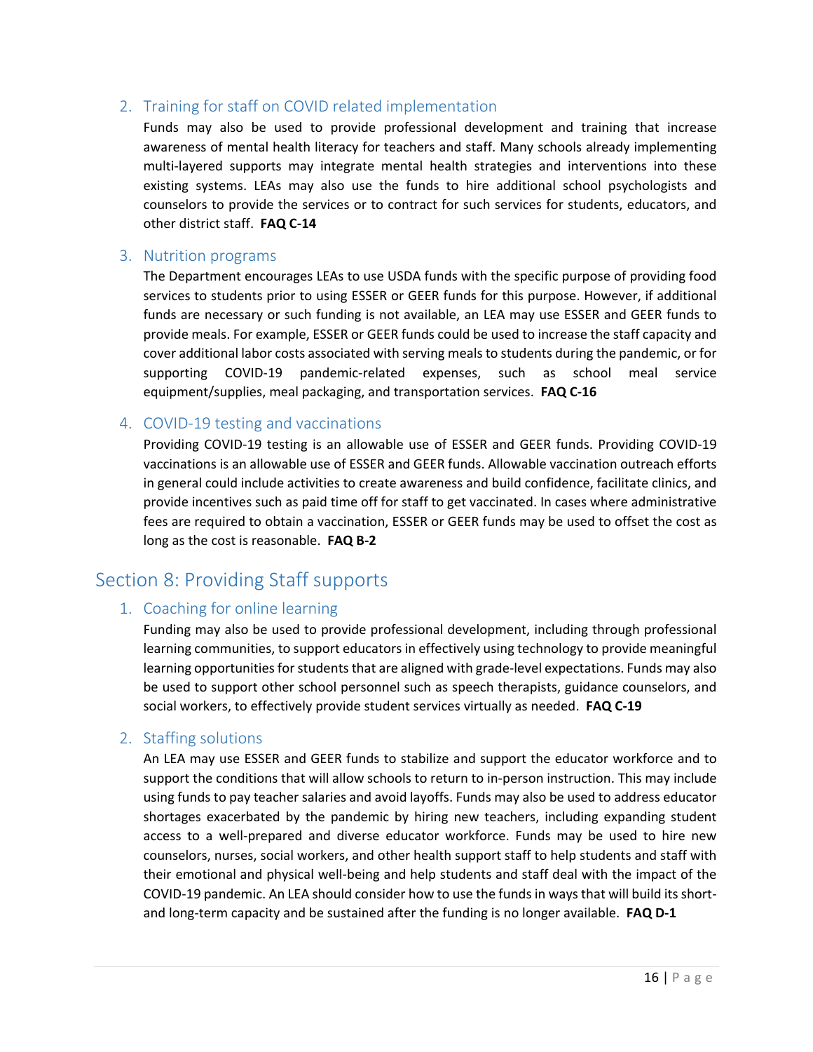### 2. Training for staff on COVID related implementation

Funds may also be used to provide professional development and training that increase awareness of mental health literacy for teachers and staff. Many schools already implementing multi-layered supports may integrate mental health strategies and interventions into these existing systems. LEAs may also use the funds to hire additional school psychologists and counselors to provide the services or to contract for such services for students, educators, and other district staff. **FAQ C-14**

### 3. Nutrition programs

The Department encourages LEAs to use USDA funds with the specific purpose of providing food services to students prior to using ESSER or GEER funds for this purpose. However, if additional funds are necessary or such funding is not available, an LEA may use ESSER and GEER funds to provide meals. For example, ESSER or GEER funds could be used to increase the staff capacity and cover additional labor costs associated with serving meals to students during the pandemic, or for supporting COVID-19 pandemic-related expenses, such as school meal service equipment/supplies, meal packaging, and transportation services. **FAQ C-16**

### 4. COVID-19 testing and vaccinations

Providing COVID-19 testing is an allowable use of ESSER and GEER funds. Providing COVID-19 vaccinations is an allowable use of ESSER and GEER funds. Allowable vaccination outreach efforts in general could include activities to create awareness and build confidence, facilitate clinics, and provide incentives such as paid time off for staff to get vaccinated. In cases where administrative fees are required to obtain a vaccination, ESSER or GEER funds may be used to offset the cost as long as the cost is reasonable. **FAQ B-2**

## Section 8: Providing Staff supports

### 1. Coaching for online learning

Funding may also be used to provide professional development, including through professional learning communities, to support educators in effectively using technology to provide meaningful learning opportunities for students that are aligned with grade-level expectations. Funds may also be used to support other school personnel such as speech therapists, guidance counselors, and social workers, to effectively provide student services virtually as needed. **FAQ C-19**

### 2. Staffing solutions

An LEA may use ESSER and GEER funds to stabilize and support the educator workforce and to support the conditions that will allow schools to return to in-person instruction. This may include using funds to pay teacher salaries and avoid layoffs. Funds may also be used to address educator shortages exacerbated by the pandemic by hiring new teachers, including expanding student access to a well-prepared and diverse educator workforce. Funds may be used to hire new counselors, nurses, social workers, and other health support staff to help students and staff with their emotional and physical well-being and help students and staff deal with the impact of the COVID-19 pandemic. An LEA should consider how to use the funds in ways that will build its short- and long-term capacity and be sustained after the funding is no longer available. **FAQ D-1**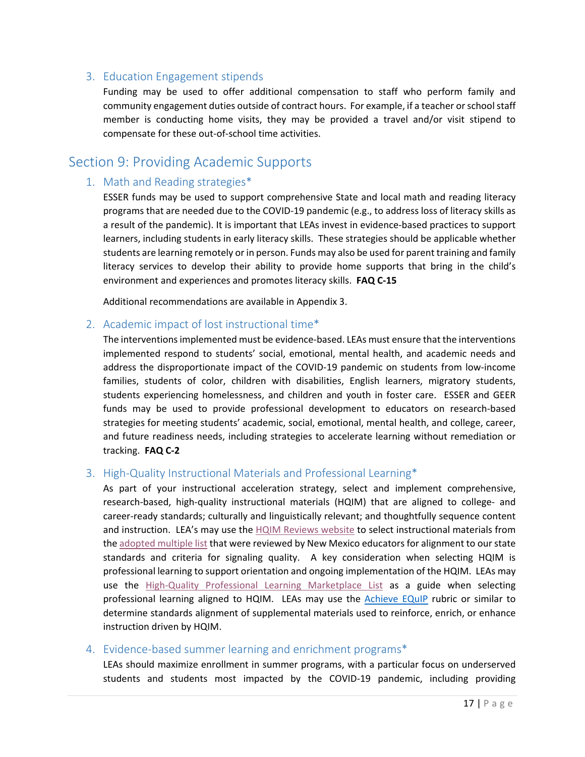### 3. Education Engagement stipends

Funding may be used to offer additional compensation to staff who perform family and community engagement duties outside of contract hours. For example, if a teacher or school staff member is conducting home visits, they may be provided a travel and/or visit stipend to compensate for these out-of-school time activities.

## Section 9: Providing Academic Supports

### 1. Math and Reading strategies*

ESSER funds may be used to support comprehensive State and local math and reading literacy programs that are needed due to the COVID-19 pandemic (e.g., to address loss of literacy skills as a result of the pandemic). It is important that LEAs invest in evidence-based practices to support learners, including students in early literacy skills. These strategies should be applicable whether students are learning remotely or in person. Funds may also be used for parent training and family literacy services to develop their ability to provide home supports that bring in the child's environment and experiences and promotes literacy skills. **FAQ C-15**

Additional recommendations are available in Appendix 3.

### 2. Academic impact of lost instructional time*

The interventions implemented must be evidence-based. LEAs must ensure that the interventions implemented respond to students' social, emotional, mental health, and academic needs and address the disproportionate impact of the COVID-19 pandemic on students from low-income families, students of color, children with disabilities, English learners, migratory students, students experiencing homelessness, and children and youth in foster care. ESSER and GEER funds may be used to provide professional development to educators on research-based strategies for meeting students' academic, social, emotional, mental health, and college, career, and future readiness needs, including strategies to accelerate learning without remediation or tracking. **FAQ C-2**

### 3. High-Quality Instructional Materials and Professional Learning*

As part of your instructional acceleration strategy, select and implement comprehensive, research-based, high-quality instructional materials (HQIM) that are aligned to college- and career-ready standards; culturally and linguistically relevant; and thoughtfully sequence content and instruction. LEA's may use the HQIM Reviews website to select instructional materials from the adopted multiple list that were reviewed by New Mexico educators for alignment to our state standards and criteria for signaling quality. A key consideration when selecting HQIM is professional learning to support orientation and ongoing implementation of the HQIM. LEAs may use the High-Quality Professional Learning Marketplace List as a guide when selecting professional learning aligned to HQIM. LEAs may use the Achieve EQuIP rubric or similar to determine standards alignment of supplemental materials used to reinforce, enrich, or enhance instruction driven by HQIM.

### 4. Evidence-based summer learning and enrichment programs*

LEAs should maximize enrollment in summer programs, with a particular focus on underserved students and students most impacted by the COVID-19 pandemic, including providing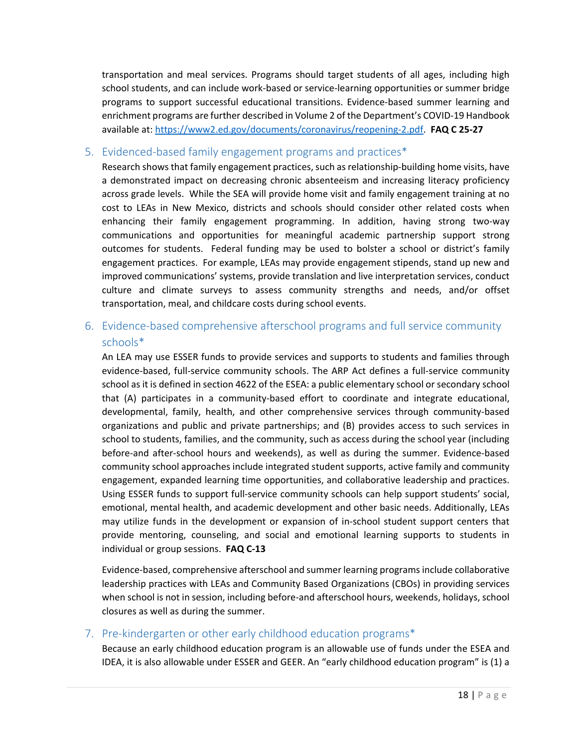transportation and meal services. Programs should target students of all ages, including high school students, and can include work-based or service-learning opportunities or summer bridge programs to support successful educational transitions. Evidence-based summer learning and enrichment programs are further described in Volume 2 of the Department's COVID-19 Handbook available at: [https://www2.ed.gov/documents/coronavirus/reopening-2.pdf](https://www2.ed.gov/documents/coronavirus/reopening-2.pdf). **FAQ C 25-27**

### 5. Evidenced-based family engagement programs and practices*

Research shows that family engagement practices, such as relationship-building home visits, have a demonstrated impact on decreasing chronic absenteeism and increasing literacy proficiency across grade levels. While the SEA will provide home visit and family engagement training at no cost to LEAs in New Mexico, districts and schools should consider other related costs when enhancing their family engagement programming. In addition, having strong two-way communications and opportunities for meaningful academic partnership support strong outcomes for students. Federal funding may be used to bolster a school or district's family engagement practices. For example, LEAs may provide engagement stipends, stand up new and improved communications' systems, provide translation and live interpretation services, conduct culture and climate surveys to assess community strengths and needs, and/or offset transportation, meal, and childcare costs during school events.

### 6. Evidence-based comprehensive afterschool programs and full service community schools*

An LEA may use ESSER funds to provide services and supports to students and families through evidence-based, full-service community schools. The ARP Act defines a full-service community school as it is defined in section 4622 of the ESEA: a public elementary school or secondary school that (A) participates in a community-based effort to coordinate and integrate educational, developmental, family, health, and other comprehensive services through community-based organizations and public and private partnerships; and (B) provides access to such services in school to students, families, and the community, such as access during the school year (including before-and after-school hours and weekends), as well as during the summer. Evidence-based community school approaches include integrated student supports, active family and community engagement, expanded learning time opportunities, and collaborative leadership and practices. Using ESSER funds to support full-service community schools can help support students' social, emotional, mental health, and academic development and other basic needs. Additionally, LEAs may utilize funds in the development or expansion of in-school student support centers that provide mentoring, counseling, and social and emotional learning supports to students in individual or group sessions. **FAQ C-13**

Evidence-based, comprehensive afterschool and summer learning programs include collaborative leadership practices with LEAs and Community Based Organizations (CBOs) in providing services when school is not in session, including before-and afterschool hours, weekends, holidays, school closures as well as during the summer.

### 7. Pre-kindergarten or other early childhood education programs*

Because an early childhood education program is an allowable use of funds under the ESEA and IDEA, it is also allowable under ESSER and GEER. An "early childhood education program" is (1) a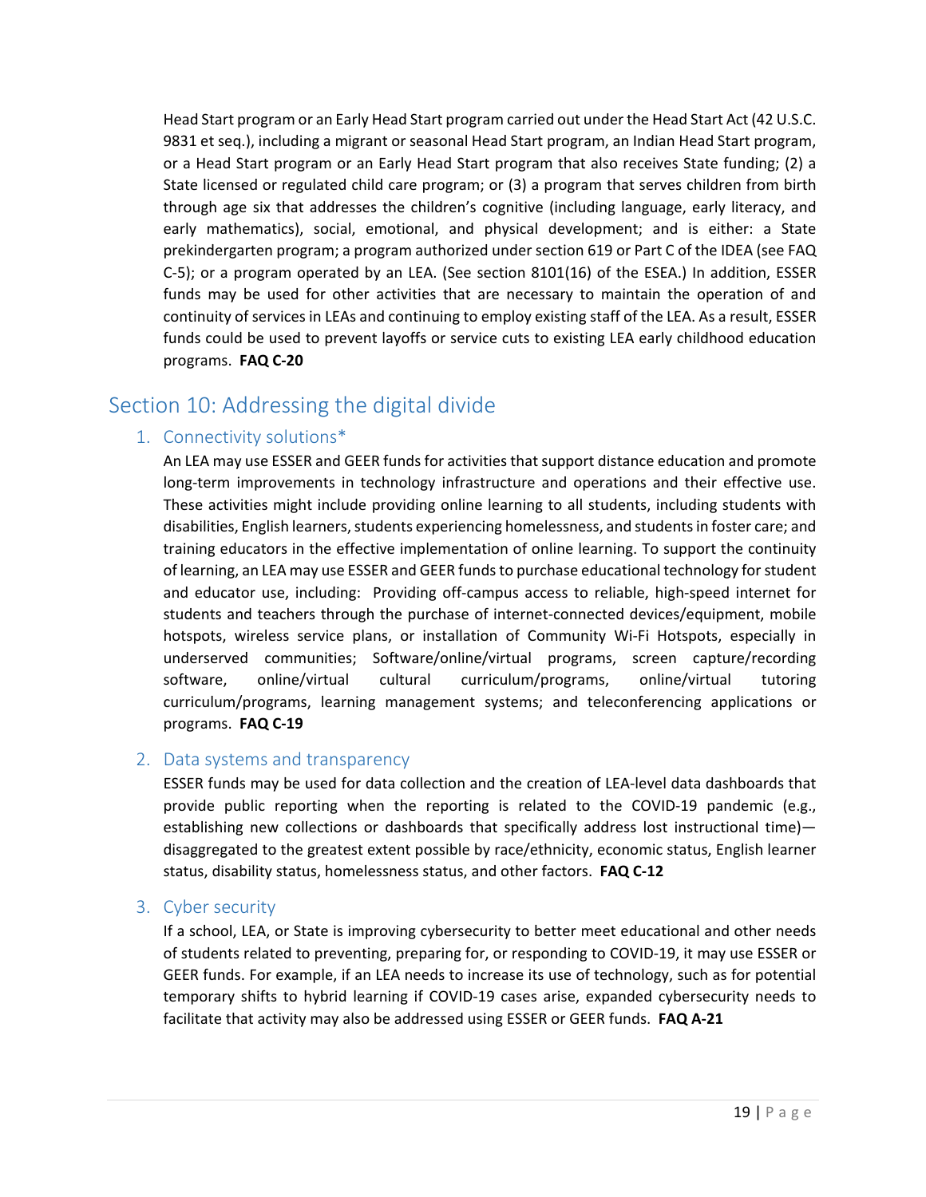Head Start program or an Early Head Start program carried out under the Head Start Act (42 U.S.C. 9831 et seq.), including a migrant or seasonal Head Start program, an Indian Head Start program, or a Head Start program or an Early Head Start program that also receives State funding; (2) a State licensed or regulated child care program; or (3) a program that serves children from birth through age six that addresses the children's cognitive (including language, early literacy, and early mathematics), social, emotional, and physical development; and is either: a State prekindergarten program; a program authorized under section 619 or Part C of the IDEA (see FAQ C-5); or a program operated by an LEA. (See section 8101(16) of the ESEA.) In addition, ESSER funds may be used for other activities that are necessary to maintain the operation of and continuity of services in LEAs and continuing to employ existing staff of the LEA. As a result, ESSER funds could be used to prevent layoffs or service cuts to existing LEA early childhood education programs. **FAQ C-20**

## Section 10: Addressing the digital divide

### 1. Connectivity solutions*

An LEA may use ESSER and GEER funds for activities that support distance education and promote long-term improvements in technology infrastructure and operations and their effective use. These activities might include providing online learning to all students, including students with disabilities, English learners, students experiencing homelessness, and students in foster care; and training educators in the effective implementation of online learning. To support the continuity of learning, an LEA may use ESSER and GEER funds to purchase educational technology for student and educator use, including: Providing off-campus access to reliable, high-speed internet for students and teachers through the purchase of internet-connected devices/equipment, mobile hotspots, wireless service plans, or installation of Community Wi-Fi Hotspots, especially in underserved communities; Software/online/virtual programs, screen capture/recording software, online/virtual cultural curriculum/programs, online/virtual tutoring curriculum/programs, learning management systems; and teleconferencing applications or programs. **FAQ C-19**

### 2. Data systems and transparency

ESSER funds may be used for data collection and the creation of LEA-level data dashboards that provide public reporting when the reporting is related to the COVID-19 pandemic (e.g., establishing new collections or dashboards that specifically address lost instructional time)—disaggregated to the greatest extent possible by race/ethnicity, economic status, English learner status, disability status, homelessness status, and other factors. **FAQ C-12**

### 3. Cyber security

If a school, LEA, or State is improving cybersecurity to better meet educational and other needs of students related to preventing, preparing for, or responding to COVID-19, it may use ESSER or GEER funds. For example, if an LEA needs to increase its use of technology, such as for potential temporary shifts to hybrid learning if COVID-19 cases arise, expanded cybersecurity needs to facilitate that activity may also be addressed using ESSER or GEER funds. **FAQ A-21**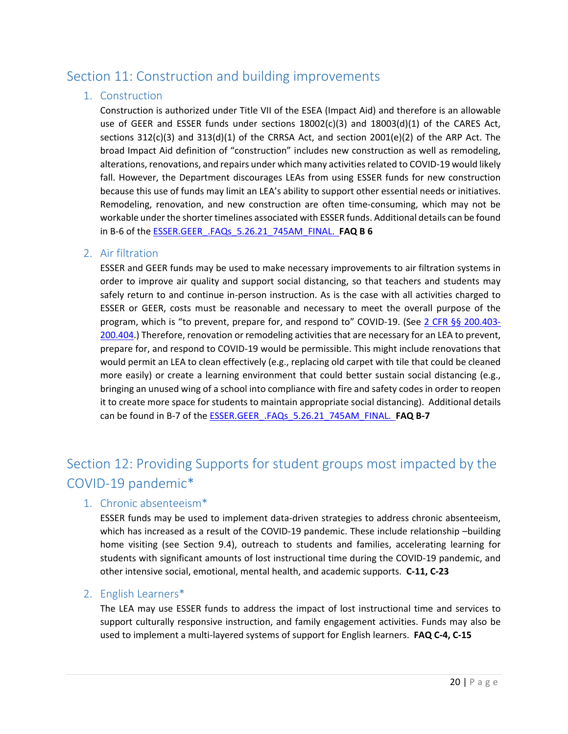## Section 11: Construction and building improvements

### 1. Construction

Construction is authorized under Title VII of the ESEA (Impact Aid) and therefore is an allowable use of GEER and ESSER funds under sections 18002(c)(3) and 18003(d)(1) of the CARES Act, sections 312(c)(3) and 313(d)(1) of the CRRSA Act, and section 2001(e)(2) of the ARP Act. The broad Impact Aid definition of "construction" includes new construction as well as remodeling, alterations, renovations, and repairs under which many activities related to COVID-19 would likely fall. However, the Department discourages LEAs from using ESSER funds for new construction because this use of funds may limit an LEA's ability to support other essential needs or initiatives. Remodeling, renovation, and new construction are often time-consuming, which may not be workable under the shorter timelines associated with ESSER funds. Additional details can be found in B-6 of the ESSER.GEER_.FAQs_5.26.21_745AM_FINAL. **FAQ B 6**

### 2. Air filtration

ESSER and GEER funds may be used to make necessary improvements to air filtration systems in order to improve air quality and support social distancing, so that teachers and students may safely return to and continue in-person instruction. As is the case with all activities charged to ESSER or GEER, costs must be reasonable and necessary to meet the overall purpose of the program, which is "to prevent, prepare for, and respond to" COVID-19. (See 2 CFR §§ 200.403-200.404.) Therefore, renovation or remodeling activities that are necessary for an LEA to prevent, prepare for, and respond to COVID-19 would be permissible. This might include renovations that would permit an LEA to clean effectively (e.g., replacing old carpet with tile that could be cleaned more easily) or create a learning environment that could better sustain social distancing (e.g., bringing an unused wing of a school into compliance with fire and safety codes in order to reopen it to create more space for students to maintain appropriate social distancing). Additional details can be found in B-7 of the ESSER.GEER_.FAQs_5.26.21_745AM_FINAL. **FAQ B-7**

## Section 12: Providing Supports for student groups most impacted by the COVID-19 pandemic*

### 1. Chronic absenteeism*

ESSER funds may be used to implement data-driven strategies to address chronic absenteeism, which has increased as a result of the COVID-19 pandemic. These include relationship –building home visiting (see Section 9.4), outreach to students and families, accelerating learning for students with significant amounts of lost instructional time during the COVID-19 pandemic, and other intensive social, emotional, mental health, and academic supports. **C-11, C-23**

### 2. English Learners*

The LEA may use ESSER funds to address the impact of lost instructional time and services to support culturally responsive instruction, and family engagement activities. Funds may also be used to implement a multi-layered systems of support for English learners. **FAQ C-4, C-15**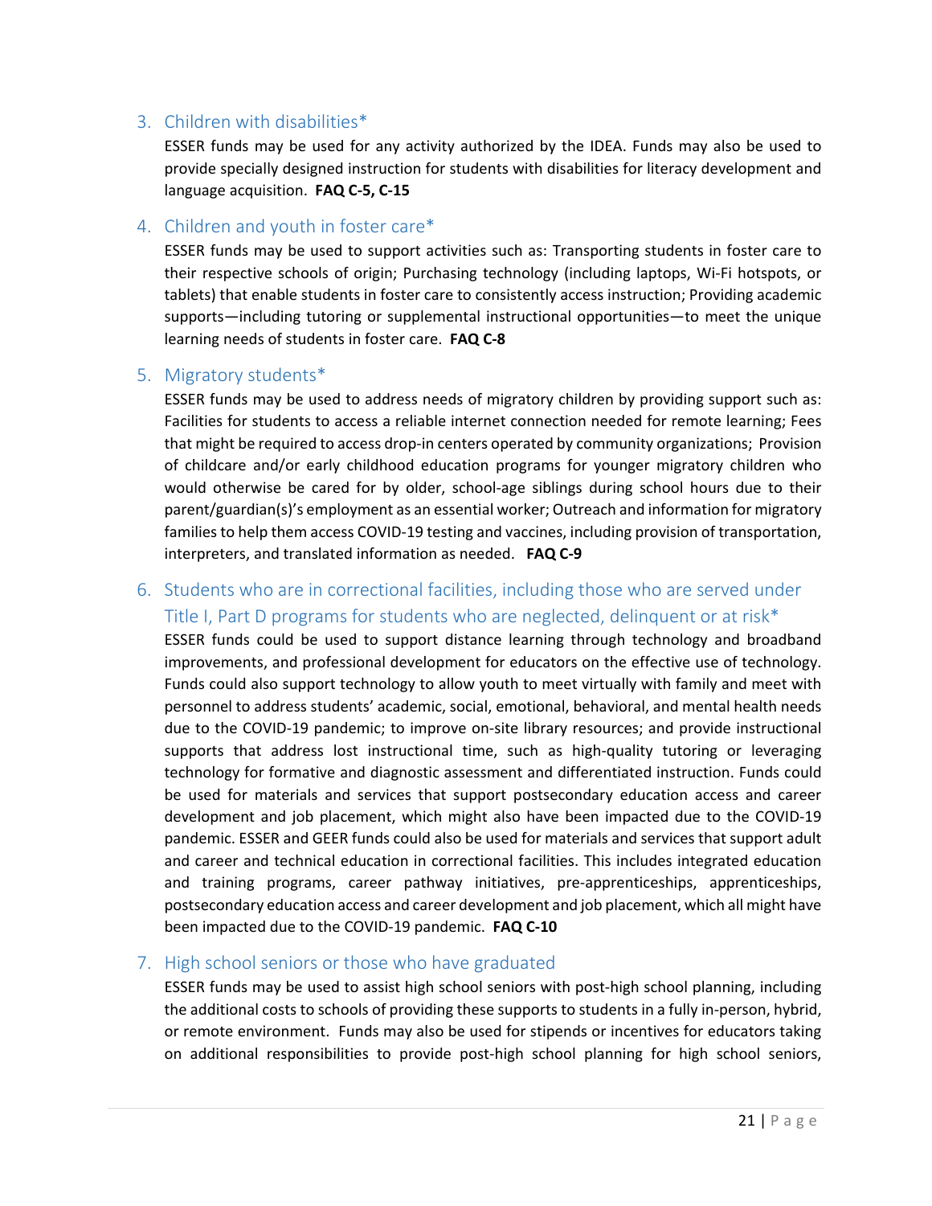### 3. Children with disabilities*

ESSER funds may be used for any activity authorized by the IDEA. Funds may also be used to provide specially designed instruction for students with disabilities for literacy development and language acquisition. **FAQ C-5, C-15**

### 4. Children and youth in foster care*

ESSER funds may be used to support activities such as: Transporting students in foster care to their respective schools of origin; Purchasing technology (including laptops, Wi-Fi hotspots, or tablets) that enable students in foster care to consistently access instruction; Providing academic supports—including tutoring or supplemental instructional opportunities—to meet the unique learning needs of students in foster care. **FAQ C-8**

### 5. Migratory students*

ESSER funds may be used to address needs of migratory children by providing support such as: Facilities for students to access a reliable internet connection needed for remote learning; Fees that might be required to access drop-in centers operated by community organizations; Provision of childcare and/or early childhood education programs for younger migratory children who would otherwise be cared for by older, school-age siblings during school hours due to their parent/guardian(s)'s employment as an essential worker; Outreach and information for migratory families to help them access COVID-19 testing and vaccines, including provision of transportation, interpreters, and translated information as needed. **FAQ C-9**

### 6. Students who are in correctional facilities, including those who are served under Title I, Part D programs for students who are neglected, delinquent or at risk*

ESSER funds could be used to support distance learning through technology and broadband improvements, and professional development for educators on the effective use of technology. Funds could also support technology to allow youth to meet virtually with family and meet with personnel to address students' academic, social, emotional, behavioral, and mental health needs due to the COVID-19 pandemic; to improve on-site library resources; and provide instructional supports that address lost instructional time, such as high-quality tutoring or leveraging technology for formative and diagnostic assessment and differentiated instruction. Funds could be used for materials and services that support postsecondary education access and career development and job placement, which might also have been impacted due to the COVID-19 pandemic. ESSER and GEER funds could also be used for materials and services that support adult and career and technical education in correctional facilities. This includes integrated education and training programs, career pathway initiatives, pre-apprenticeships, apprenticeships, postsecondary education access and career development and job placement, which all might have been impacted due to the COVID-19 pandemic. **FAQ C-10**

### 7. High school seniors or those who have graduated

ESSER funds may be used to assist high school seniors with post-high school planning, including the additional costs to schools of providing these supports to students in a fully in-person, hybrid, or remote environment. Funds may also be used for stipends or incentives for educators taking on additional responsibilities to provide post-high school planning for high school seniors,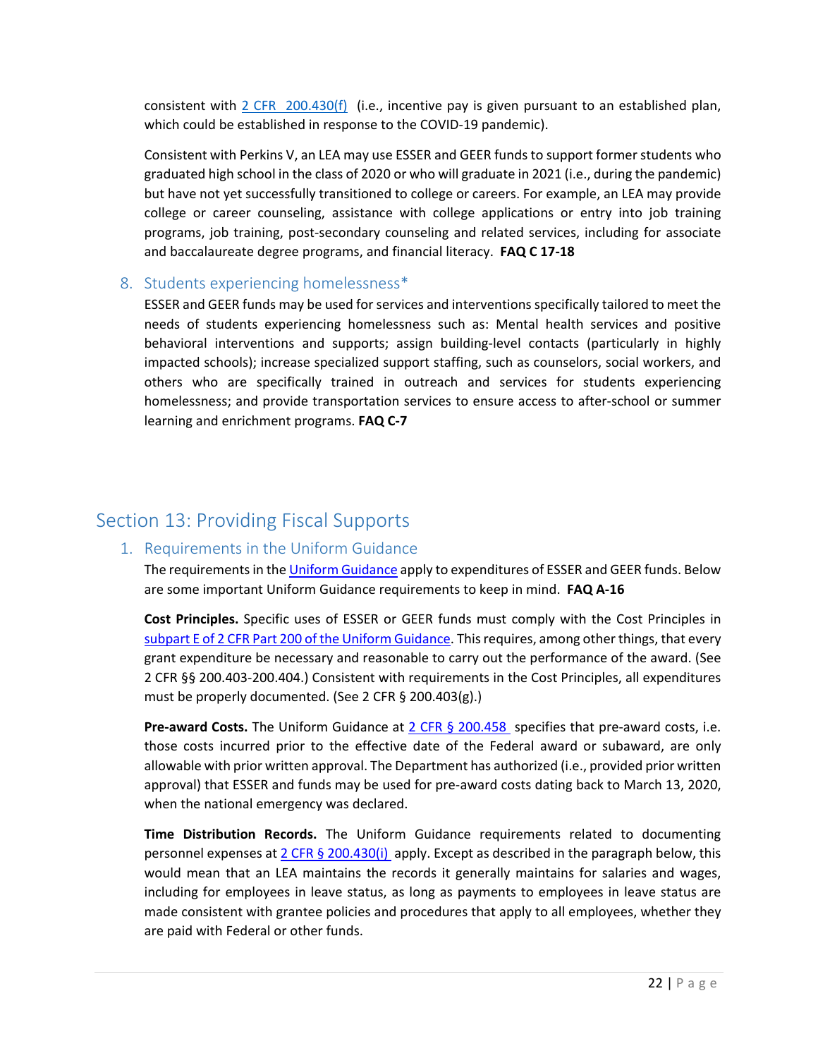consistent with 2 CFR 200.430(f) (i.e., incentive pay is given pursuant to an established plan, which could be established in response to the COVID-19 pandemic).

Consistent with Perkins V, an LEA may use ESSER and GEER funds to support former students who graduated high school in the class of 2020 or who will graduate in 2021 (i.e., during the pandemic) but have not yet successfully transitioned to college or careers. For example, an LEA may provide college or career counseling, assistance with college applications or entry into job training programs, job training, post-secondary counseling and related services, including for associate and baccalaureate degree programs, and financial literacy. **FAQ C 17-18**

### 8. Students experiencing homelessness*

ESSER and GEER funds may be used for services and interventions specifically tailored to meet the needs of students experiencing homelessness such as: Mental health services and positive behavioral interventions and supports; assign building-level contacts (particularly in highly impacted schools); increase specialized support staffing, such as counselors, social workers, and others who are specifically trained in outreach and services for students experiencing homelessness; and provide transportation services to ensure access to after-school or summer learning and enrichment programs. **FAQ C-7**

## Section 13: Providing Fiscal Supports

### 1. Requirements in the Uniform Guidance

The requirements in the Uniform Guidance apply to expenditures of ESSER and GEER funds. Below are some important Uniform Guidance requirements to keep in mind. **FAQ A-16**

**Cost Principles.** Specific uses of ESSER or GEER funds must comply with the Cost Principles in subpart E of 2 CFR Part 200 of the Uniform Guidance. This requires, among other things, that every grant expenditure be necessary and reasonable to carry out the performance of the award. (See 2 CFR §§ 200.403-200.404.) Consistent with requirements in the Cost Principles, all expenditures must be properly documented. (See 2 CFR § 200.403(g).)

**Pre-award Costs.** The Uniform Guidance at 2 CFR § 200.458 specifies that pre-award costs, i.e. those costs incurred prior to the effective date of the Federal award or subaward, are only allowable with prior written approval. The Department has authorized (i.e., provided prior written approval) that ESSER and funds may be used for pre-award costs dating back to March 13, 2020, when the national emergency was declared.

**Time Distribution Records.** The Uniform Guidance requirements related to documenting personnel expenses at 2 CFR § 200.430(i) apply. Except as described in the paragraph below, this would mean that an LEA maintains the records it generally maintains for salaries and wages, including for employees in leave status, as long as payments to employees in leave status are made consistent with grantee policies and procedures that apply to all employees, whether they are paid with Federal or other funds.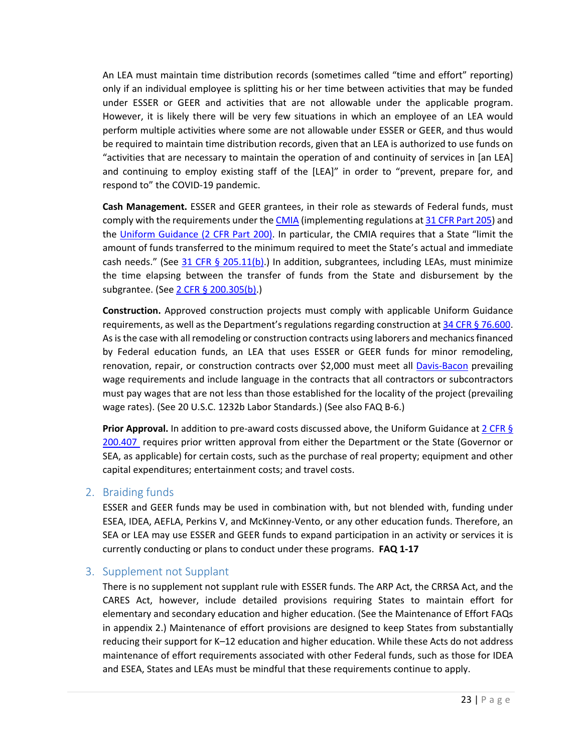An LEA must maintain time distribution records (sometimes called "time and effort" reporting) only if an individual employee is splitting his or her time between activities that may be funded under ESSER or GEER and activities that are not allowable under the applicable program. However, it is likely there will be very few situations in which an employee of an LEA would perform multiple activities where some are not allowable under ESSER or GEER, and thus would be required to maintain time distribution records, given that an LEA is authorized to use funds on "activities that are necessary to maintain the operation of and continuity of services in [an LEA] and continuing to employ existing staff of the [LEA]" in order to "prevent, prepare for, and respond to" the COVID-19 pandemic.

**Cash Management.** ESSER and GEER grantees, in their role as stewards of Federal funds, must comply with the requirements under the CMIA (implementing regulations at 31 CFR Part 205) and the Uniform Guidance (2 CFR Part 200). In particular, the CMIA requires that a State "limit the amount of funds transferred to the minimum required to meet the State's actual and immediate cash needs." (See 31 CFR § 205.11(b).) In addition, subgrantees, including LEAs, must minimize the time elapsing between the transfer of funds from the State and disbursement by the subgrantee. (See 2 CFR § 200.305(b).)

**Construction.** Approved construction projects must comply with applicable Uniform Guidance requirements, as well as the Department's regulations regarding construction at 34 CFR § 76.600. As is the case with all remodeling or construction contracts using laborers and mechanics financed by Federal education funds, an LEA that uses ESSER or GEER funds for minor remodeling, renovation, repair, or construction contracts over $2,000 must meet all Davis-Bacon prevailing wage requirements and include language in the contracts that all contractors or subcontractors must pay wages that are not less than those established for the locality of the project (prevailing wage rates). (See 20 U.S.C. 1232b Labor Standards.) (See also FAQ B-6.)

**Prior Approval.** In addition to pre-award costs discussed above, the Uniform Guidance at 2 CFR § 200.407 requires prior written approval from either the Department or the State (Governor or SEA, as applicable) for certain costs, such as the purchase of real property; equipment and other capital expenditures; entertainment costs; and travel costs.

## 2. Braiding funds

ESSER and GEER funds may be used in combination with, but not blended with, funding under ESEA, IDEA, AEFLA, Perkins V, and McKinney-Vento, or any other education funds. Therefore, an SEA or LEA may use ESSER and GEER funds to expand participation in an activity or services it is currently conducting or plans to conduct under these programs. **FAQ 1-17**

## 3. Supplement not Supplant

There is no supplement not supplant rule with ESSER funds. The ARP Act, the CRRSA Act, and the CARES Act, however, include detailed provisions requiring States to maintain effort for elementary and secondary education and higher education. (See the Maintenance of Effort FAQs in appendix 2.) Maintenance of effort provisions are designed to keep States from substantially reducing their support for K–12 education and higher education. While these Acts do not address maintenance of effort requirements associated with other Federal funds, such as those for IDEA and ESEA, States and LEAs must be mindful that these requirements continue to apply.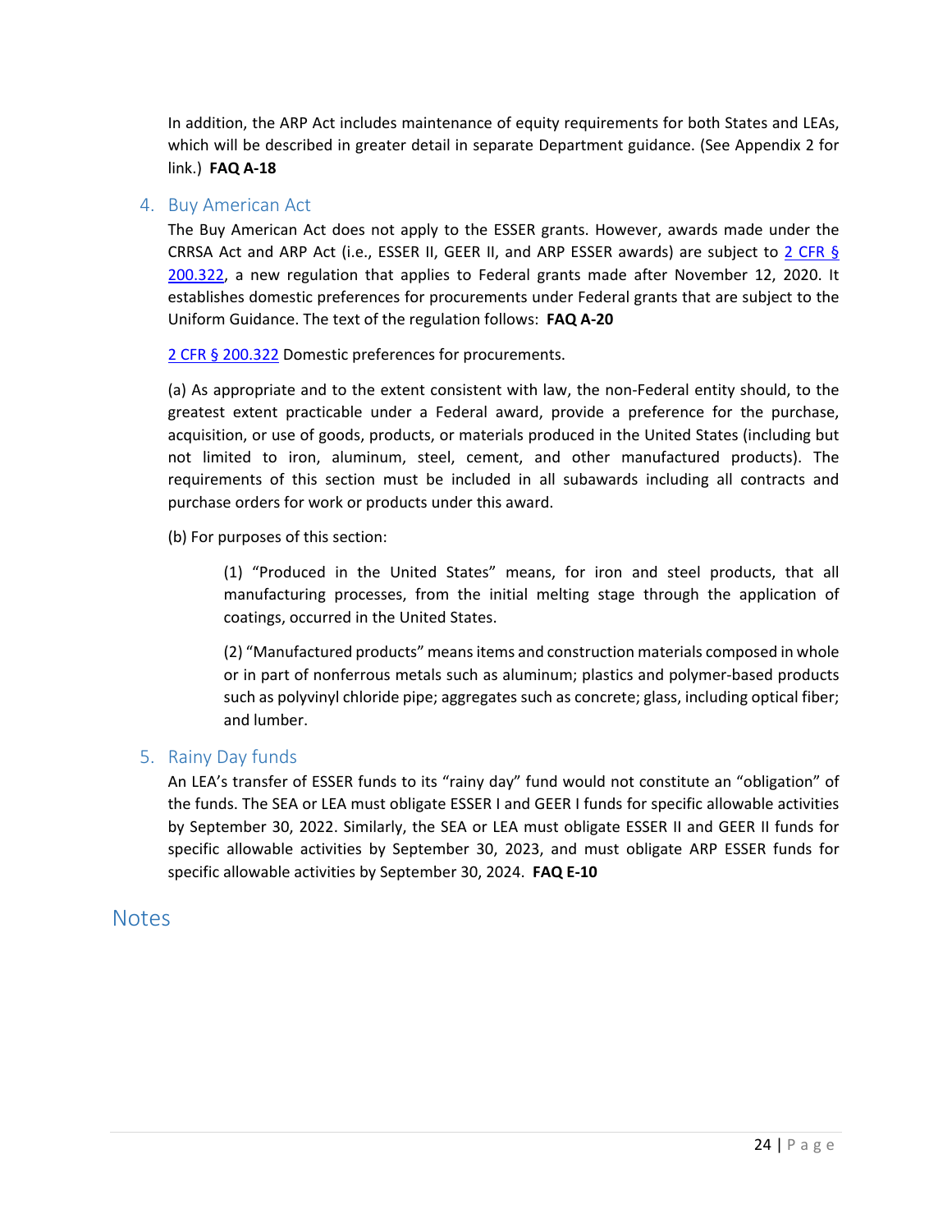In addition, the ARP Act includes maintenance of equity requirements for both States and LEAs, which will be described in greater detail in separate Department guidance. (See Appendix 2 for link.) **FAQ A-18**

### 4. Buy American Act

The Buy American Act does not apply to the ESSER grants. However, awards made under the CRRSA Act and ARP Act (i.e., ESSER II, GEER II, and ARP ESSER awards) are subject to [2 CFR § 200.322](), a new regulation that applies to Federal grants made after November 12, 2020. It establishes domestic preferences for procurements under Federal grants that are subject to the Uniform Guidance. The text of the regulation follows: **FAQ A-20**

[2 CFR § 200.322]() Domestic preferences for procurements.

(a) As appropriate and to the extent consistent with law, the non-Federal entity should, to the greatest extent practicable under a Federal award, provide a preference for the purchase, acquisition, or use of goods, products, or materials produced in the United States (including but not limited to iron, aluminum, steel, cement, and other manufactured products). The requirements of this section must be included in all subawards including all contracts and purchase orders for work or products under this award.

(b) For purposes of this section:

> (1) "Produced in the United States" means, for iron and steel products, that all manufacturing processes, from the initial melting stage through the application of coatings, occurred in the United States.
>
> (2) "Manufactured products" means items and construction materials composed in whole or in part of nonferrous metals such as aluminum; plastics and polymer-based products such as polyvinyl chloride pipe; aggregates such as concrete; glass, including optical fiber; and lumber.

### 5. Rainy Day funds

An LEA's transfer of ESSER funds to its "rainy day" fund would not constitute an "obligation" of the funds. The SEA or LEA must obligate ESSER I and GEER I funds for specific allowable activities by September 30, 2022. Similarly, the SEA or LEA must obligate ESSER II and GEER II funds for specific allowable activities by September 30, 2023, and must obligate ARP ESSER funds for specific allowable activities by September 30, 2024. **FAQ E-10**

## Notes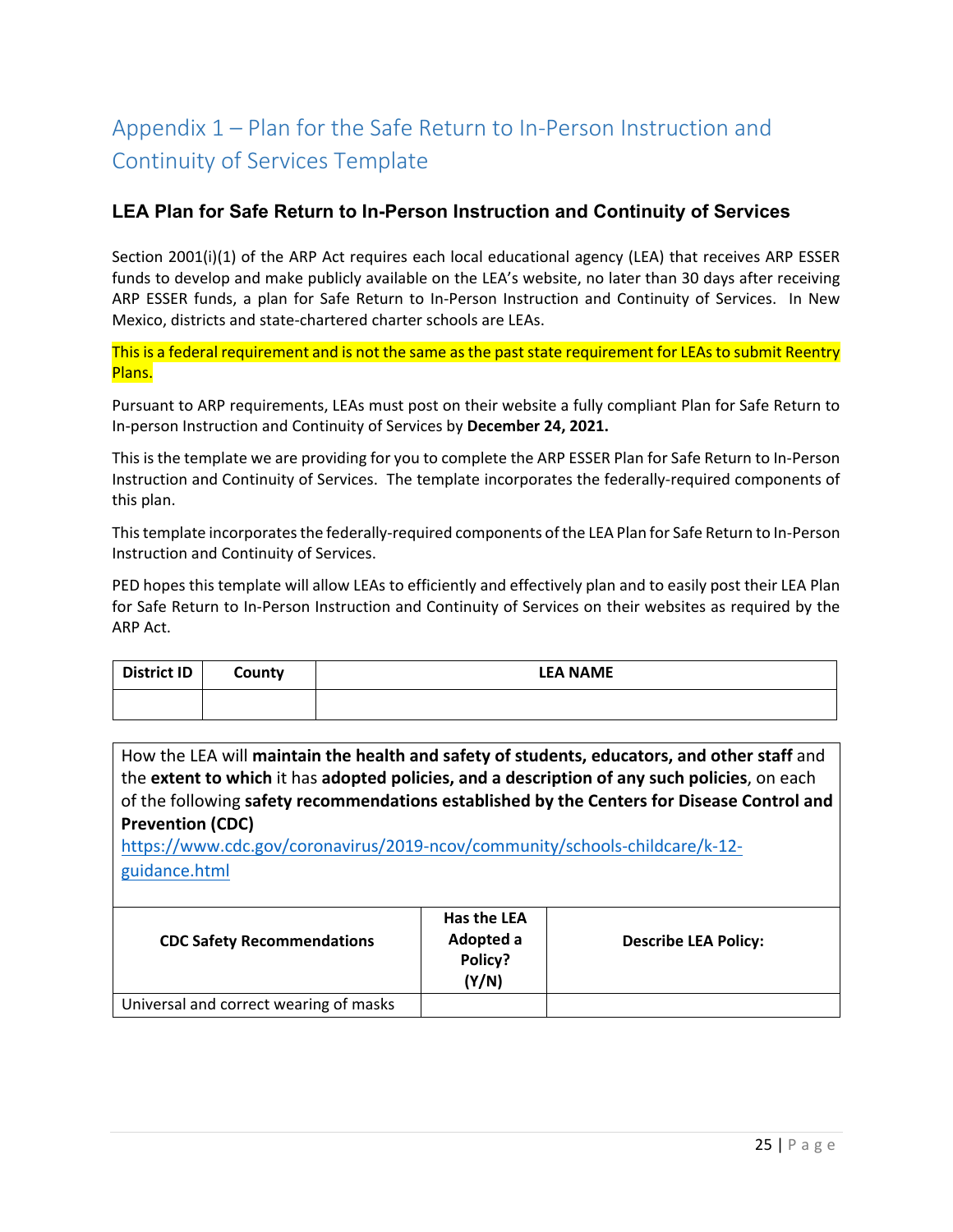# Appendix 1 – Plan for the Safe Return to In-Person Instruction and Continuity of Services Template

## LEA Plan for Safe Return to In-Person Instruction and Continuity of Services

Section 2001(i)(1) of the ARP Act requires each local educational agency (LEA) that receives ARP ESSER funds to develop and make publicly available on the LEA's website, no later than 30 days after receiving ARP ESSER funds, a plan for Safe Return to In-Person Instruction and Continuity of Services. In New Mexico, districts and state-chartered charter schools are LEAs.

This is a federal requirement and is not the same as the past state requirement for LEAs to submit Reentry Plans.

Pursuant to ARP requirements, LEAs must post on their website a fully compliant Plan for Safe Return to In-person Instruction and Continuity of Services by **December 24, 2021.**

This is the template we are providing for you to complete the ARP ESSER Plan for Safe Return to In-Person Instruction and Continuity of Services. The template incorporates the federally-required components of this plan.

This template incorporates the federally-required components of the LEA Plan for Safe Return to In-Person Instruction and Continuity of Services.

PED hopes this template will allow LEAs to efficiently and effectively plan and to easily post their LEA Plan for Safe Return to In-Person Instruction and Continuity of Services on their websites as required by the ARP Act.

| District ID | County | LEA NAME |
|---|---|---|
| | | |

How the LEA will **maintain the health and safety of students, educators, and other staff** and the **extent to which** it has **adopted policies, and a description of any such policies**, on each of the following **safety recommendations established by the Centers for Disease Control and Prevention (CDC)**
https://www.cdc.gov/coronavirus/2019-ncov/community/schools-childcare/k-12-guidance.html

| CDC Safety Recommendations | Has the LEA Adopted a Policy? (Y/N) | Describe LEA Policy: |
|---|---|---|
| Universal and correct wearing of masks | | |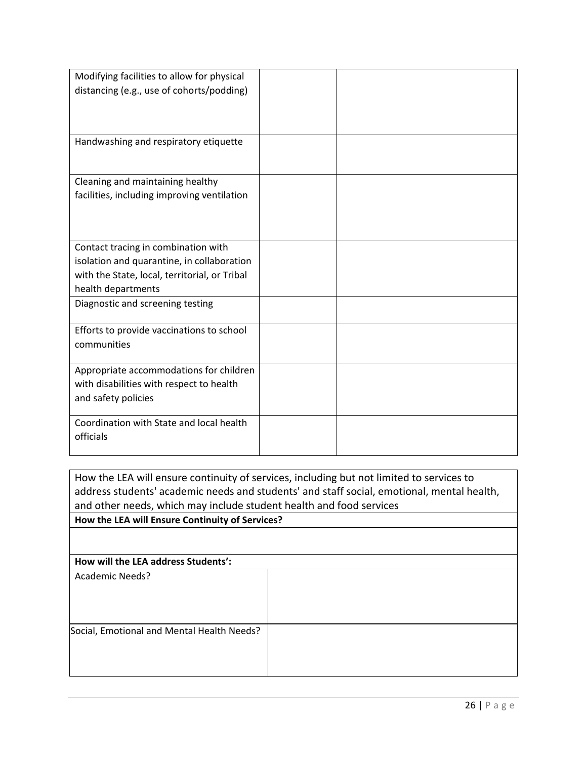| | | |
|---|---|---|
| Modifying facilities to allow for physical distancing (e.g., use of cohorts/podding) | | |
| Handwashing and respiratory etiquette | | |
| Cleaning and maintaining healthy facilities, including improving ventilation | | |
| Contact tracing in combination with isolation and quarantine, in collaboration with the State, local, territorial, or Tribal health departments | | |
| Diagnostic and screening testing | | |
| Efforts to provide vaccinations to school communities | | |
| Appropriate accommodations for children with disabilities with respect to health and safety policies | | |
| Coordination with State and local health officials | | |

| How the LEA will ensure continuity of services, including but not limited to services to address students' academic needs and students' and staff social, emotional, mental health, and other needs, which may include student health and food services | |
|---|---|
| **How the LEA will Ensure Continuity of Services?** | |
| | |
| **How will the LEA address Students':** | |
| Academic Needs? | |
| Social, Emotional and Mental Health Needs? | |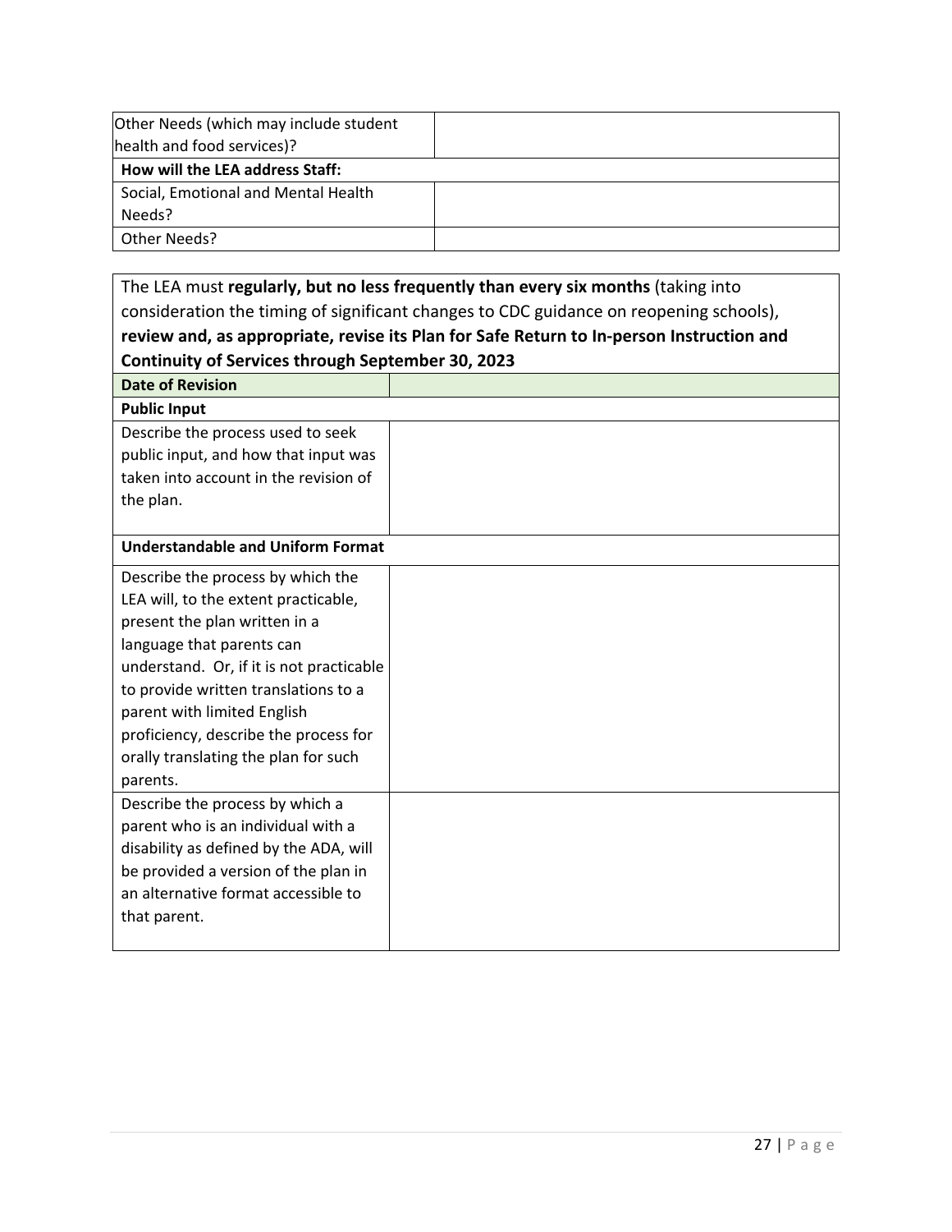| Other Needs (which may include student health and food services)? | |
|---|---|
| **How will the LEA address Staff:** | |
| Social, Emotional and Mental Health Needs? | |
| Other Needs? | |

| The LEA must **regularly, but no less frequently than every six months** (taking into consideration the timing of significant changes to CDC guidance on reopening schools), **review and, as appropriate, revise its Plan for Safe Return to In-person Instruction and Continuity of Services through September 30, 2023** | |
|---|---|
| **Date of Revision** | |
| **Public Input** | |
| Describe the process used to seek public input, and how that input was taken into account in the revision of the plan. | |
| **Understandable and Uniform Format** | |
| Describe the process by which the LEA will, to the extent practicable, present the plan written in a language that parents can understand. Or, if it is not practicable to provide written translations to a parent with limited English proficiency, describe the process for orally translating the plan for such parents. | |
| Describe the process by which a parent who is an individual with a disability as defined by the ADA, will be provided a version of the plan in an alternative format accessible to that parent. | |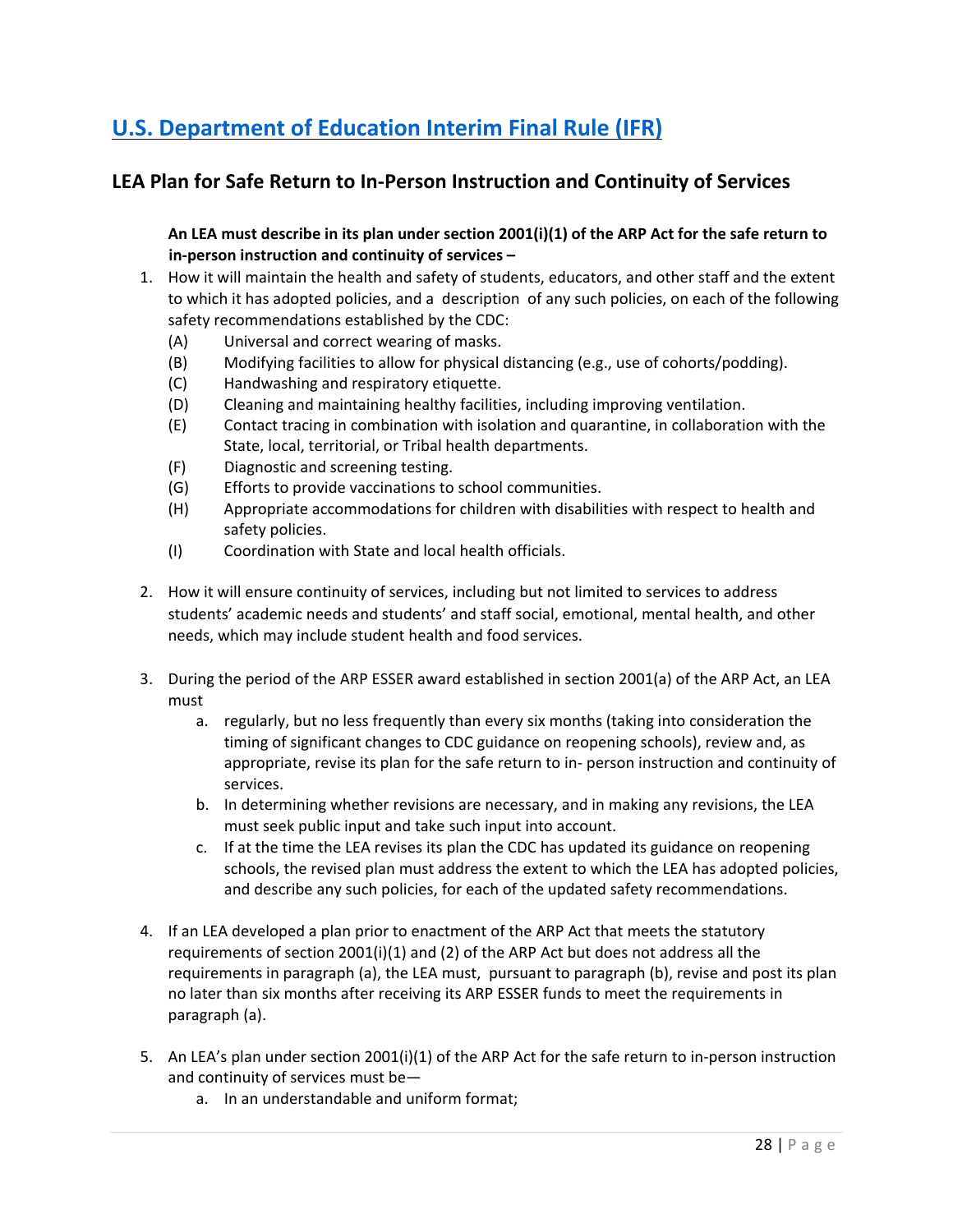# [U.S. Department of Education Interim Final Rule (IFR)]

## LEA Plan for Safe Return to In-Person Instruction and Continuity of Services

**An LEA must describe in its plan under section 2001(i)(1) of the ARP Act for the safe return to in-person instruction and continuity of services –**

1. How it will maintain the health and safety of students, educators, and other staff and the extent to which it has adopted policies, and a description of any such policies, on each of the following safety recommendations established by the CDC:
   - (A) Universal and correct wearing of masks.
   - (B) Modifying facilities to allow for physical distancing (e.g., use of cohorts/podding).
   - (C) Handwashing and respiratory etiquette.
   - (D) Cleaning and maintaining healthy facilities, including improving ventilation.
   - (E) Contact tracing in combination with isolation and quarantine, in collaboration with the State, local, territorial, or Tribal health departments.
   - (F) Diagnostic and screening testing.
   - (G) Efforts to provide vaccinations to school communities.
   - (H) Appropriate accommodations for children with disabilities with respect to health and safety policies.
   - (I) Coordination with State and local health officials.

2. How it will ensure continuity of services, including but not limited to services to address students' academic needs and students' and staff social, emotional, mental health, and other needs, which may include student health and food services.

3. During the period of the ARP ESSER award established in section 2001(a) of the ARP Act, an LEA must
   a. regularly, but no less frequently than every six months (taking into consideration the timing of significant changes to CDC guidance on reopening schools), review and, as appropriate, revise its plan for the safe return to in- person instruction and continuity of services.
   b. In determining whether revisions are necessary, and in making any revisions, the LEA must seek public input and take such input into account.
   c. If at the time the LEA revises its plan the CDC has updated its guidance on reopening schools, the revised plan must address the extent to which the LEA has adopted policies, and describe any such policies, for each of the updated safety recommendations.

4. If an LEA developed a plan prior to enactment of the ARP Act that meets the statutory requirements of section 2001(i)(1) and (2) of the ARP Act but does not address all the requirements in paragraph (a), the LEA must, pursuant to paragraph (b), revise and post its plan no later than six months after receiving its ARP ESSER funds to meet the requirements in paragraph (a).

5. An LEA's plan under section 2001(i)(1) of the ARP Act for the safe return to in-person instruction and continuity of services must be—
   a. In an understandable and uniform format;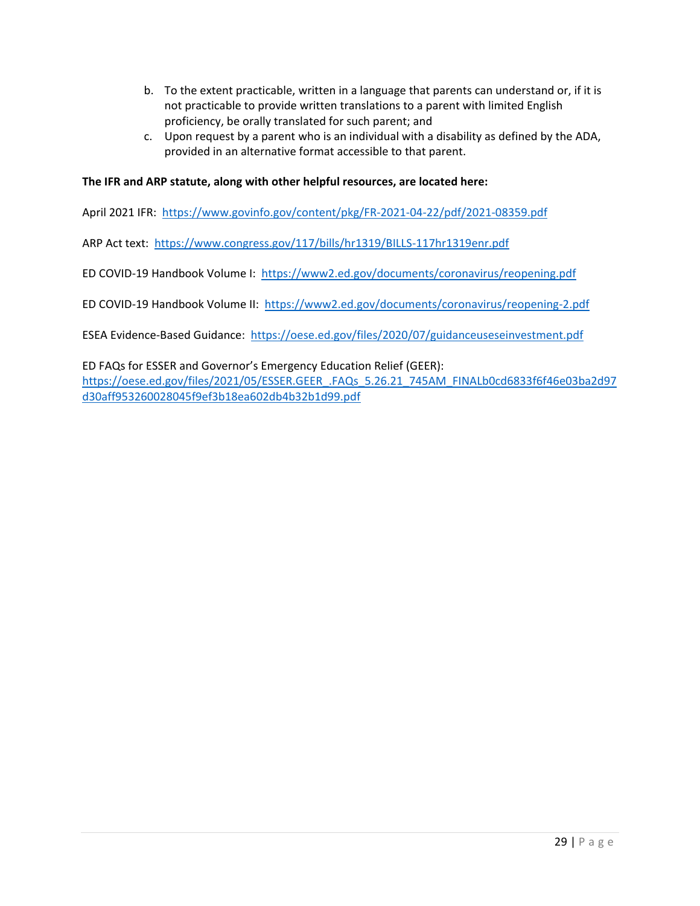b. To the extent practicable, written in a language that parents can understand or, if it is not practicable to provide written translations to a parent with limited English proficiency, be orally translated for such parent; and
c. Upon request by a parent who is an individual with a disability as defined by the ADA, provided in an alternative format accessible to that parent.

**The IFR and ARP statute, along with other helpful resources, are located here:**

April 2021 IFR: https://www.govinfo.gov/content/pkg/FR-2021-04-22/pdf/2021-08359.pdf

ARP Act text: https://www.congress.gov/117/bills/hr1319/BILLS-117hr1319enr.pdf

ED COVID-19 Handbook Volume I: https://www2.ed.gov/documents/coronavirus/reopening.pdf

ED COVID-19 Handbook Volume II: https://www2.ed.gov/documents/coronavirus/reopening-2.pdf

ESEA Evidence-Based Guidance: https://oese.ed.gov/files/2020/07/guidanceuseseinvestment.pdf

ED FAQs for ESSER and Governor's Emergency Education Relief (GEER):
https://oese.ed.gov/files/2021/05/ESSER.GEER_.FAQs_5.26.21_745AM_FINALb0cd6833f6f46e03ba2d97d30aff953260028045f9ef3b18ea602db4b32b1d99.pdf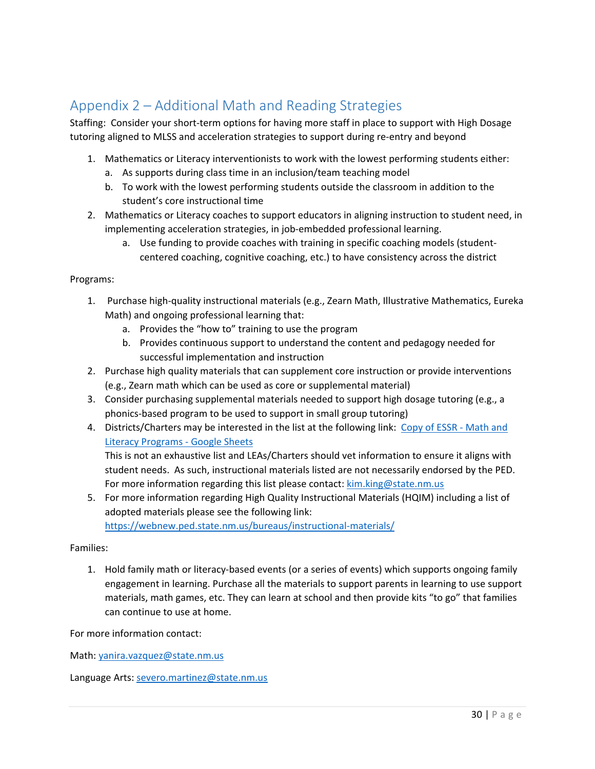## Appendix 2 – Additional Math and Reading Strategies

Staffing: Consider your short-term options for having more staff in place to support with High Dosage tutoring aligned to MLSS and acceleration strategies to support during re-entry and beyond

1. Mathematics or Literacy interventionists to work with the lowest performing students either:
   a. As supports during class time in an inclusion/team teaching model
   b. To work with the lowest performing students outside the classroom in addition to the student's core instructional time
2. Mathematics or Literacy coaches to support educators in aligning instruction to student need, in implementing acceleration strategies, in job-embedded professional learning.
   a. Use funding to provide coaches with training in specific coaching models (student-centered coaching, cognitive coaching, etc.) to have consistency across the district

Programs:

1. Purchase high-quality instructional materials (e.g., Zearn Math, Illustrative Mathematics, Eureka Math) and ongoing professional learning that:
   a. Provides the "how to" training to use the program
   b. Provides continuous support to understand the content and pedagogy needed for successful implementation and instruction
2. Purchase high quality materials that can supplement core instruction or provide interventions (e.g., Zearn math which can be used as core or supplemental material)
3. Consider purchasing supplemental materials needed to support high dosage tutoring (e.g., a phonics-based program to be used to support in small group tutoring)
4. Districts/Charters may be interested in the list at the following link: Copy of ESSR - Math and Literacy Programs - Google Sheets
   This is not an exhaustive list and LEAs/Charters should vet information to ensure it aligns with student needs. As such, instructional materials listed are not necessarily endorsed by the PED. For more information regarding this list please contact: kim.king@state.nm.us
5. For more information regarding High Quality Instructional Materials (HQIM) including a list of adopted materials please see the following link: https://webnew.ped.state.nm.us/bureaus/instructional-materials/

Families:

1. Hold family math or literacy-based events (or a series of events) which supports ongoing family engagement in learning. Purchase all the materials to support parents in learning to use support materials, math games, etc. They can learn at school and then provide kits "to go" that families can continue to use at home.

For more information contact:

Math: yanira.vazquez@state.nm.us

Language Arts: severo.martinez@state.nm.us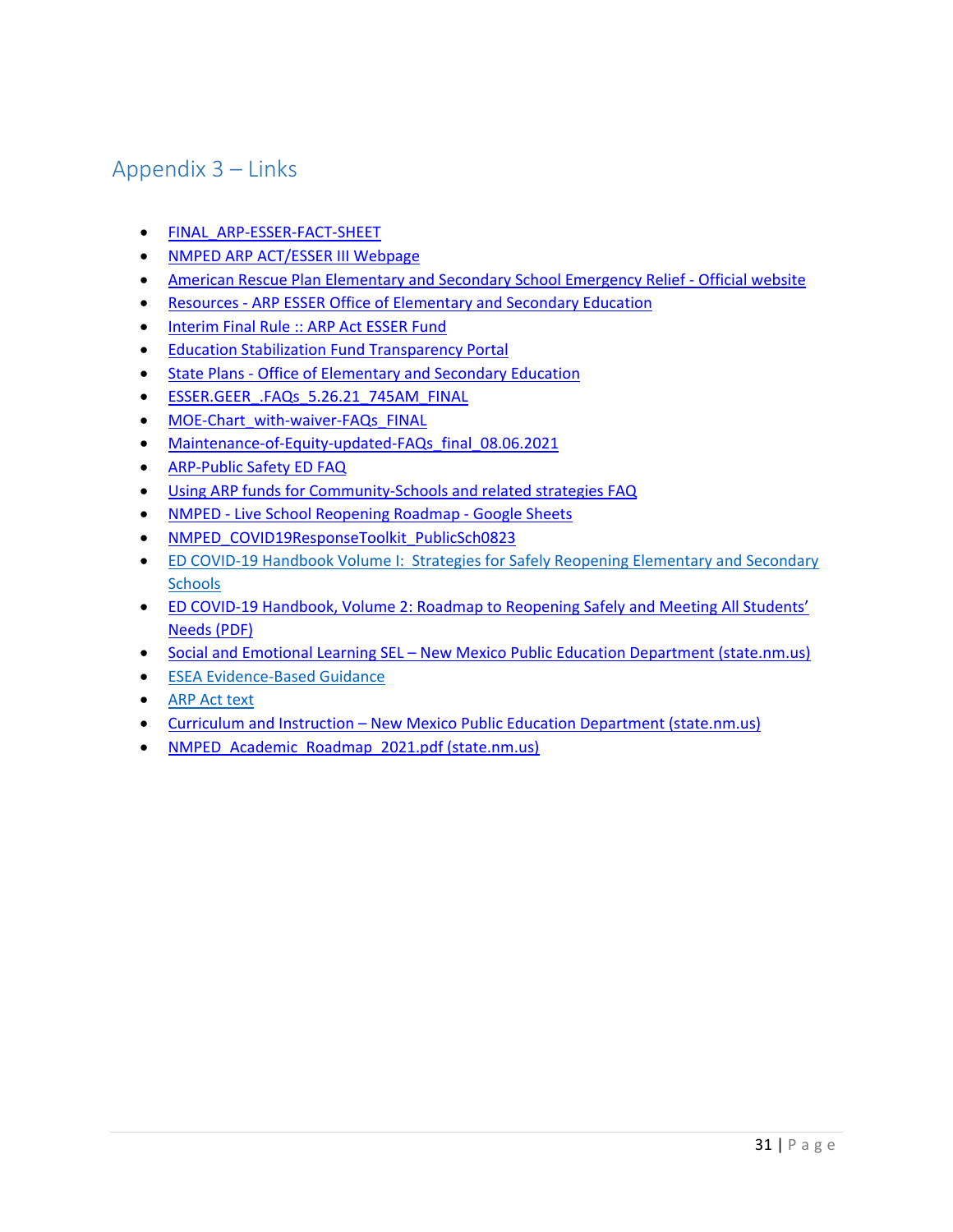## Appendix 3 – Links

- FINAL_ARP-ESSER-FACT-SHEET
- NMPED ARP ACT/ESSER III Webpage
- American Rescue Plan Elementary and Secondary School Emergency Relief - Official website
- Resources - ARP ESSER Office of Elementary and Secondary Education
- Interim Final Rule :: ARP Act ESSER Fund
- Education Stabilization Fund Transparency Portal
- State Plans - Office of Elementary and Secondary Education
- ESSER.GEER_.FAQs_5.26.21_745AM_FINAL
- MOE-Chart_with-waiver-FAQs_FINAL
- Maintenance-of-Equity-updated-FAQs_final_08.06.2021
- ARP-Public Safety ED FAQ
- Using ARP funds for Community-Schools and related strategies FAQ
- NMPED - Live School Reopening Roadmap - Google Sheets
- NMPED_COVID19ResponseToolkit_PublicSch0823
- ED COVID-19 Handbook Volume I: Strategies for Safely Reopening Elementary and Secondary Schools
- ED COVID-19 Handbook, Volume 2: Roadmap to Reopening Safely and Meeting All Students' Needs (PDF)
- Social and Emotional Learning SEL – New Mexico Public Education Department (state.nm.us)
- ESEA Evidence-Based Guidance
- ARP Act text
- Curriculum and Instruction – New Mexico Public Education Department (state.nm.us)
- NMPED_Academic_Roadmap_2021.pdf (state.nm.us)